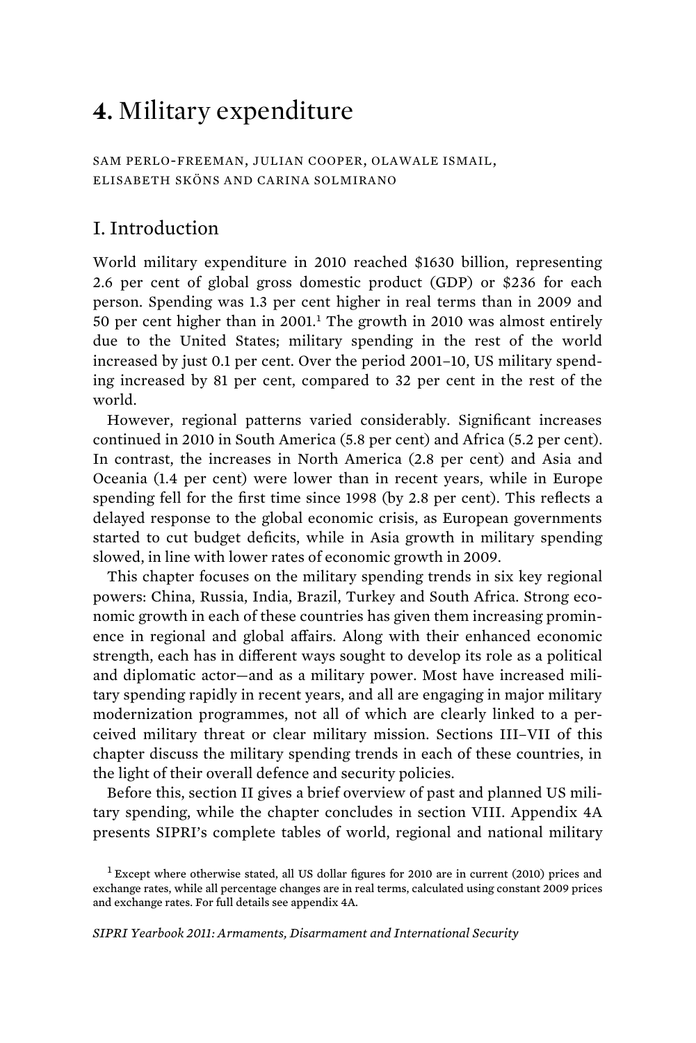# 4. Military expenditure

SAM PERLO-FREEMAN, JULIAN COOPER, OLAWALE ISMAIL, ELISABETH SKÖNS AND CARINA SOLMIRANO

## I. Introduction

World military expenditure in 2010 reached $1630 billion, representing 2.6 per cent of global gross domestic product (GDP) or $236 for each person. Spending was 1.3 per cent higher in real terms than in 2009 and 50 per cent higher than in 2001.[1] The growth in 2010 was almost entirely due to the United States; military spending in the rest of the world increased by just 0.1 per cent. Over the period 2001–10, US military spending increased by 81 per cent, compared to 32 per cent in the rest of the world.

However, regional patterns varied considerably. Significant increases continued in 2010 in South America (5.8 per cent) and Africa (5.2 per cent). In contrast, the increases in North America (2.8 per cent) and Asia and Oceania (1.4 per cent) were lower than in recent years, while in Europe spending fell for the first time since 1998 (by 2.8 per cent). This reflects a delayed response to the global economic crisis, as European governments started to cut budget deficits, while in Asia growth in military spending slowed, in line with lower rates of economic growth in 2009.

This chapter focuses on the military spending trends in six key regional powers: China, Russia, India, Brazil, Turkey and South Africa. Strong economic growth in each of these countries has given them increasing prominence in regional and global affairs. Along with their enhanced economic strength, each has in different ways sought to develop its role as a political and diplomatic actor—and as a military power. Most have increased military spending rapidly in recent years, and all are engaging in major military modernization programmes, not all of which are clearly linked to a perceived military threat or clear military mission. Sections III–VII of this chapter discuss the military spending trends in each of these countries, in the light of their overall defence and security policies.

Before this, section II gives a brief overview of past and planned US military spending, while the chapter concludes in section VIII. Appendix 4A presents SIPRI's complete tables of world, regional and national military

[1] Except where otherwise stated, all US dollar figures for 2010 are in current (2010) prices and exchange rates, while all percentage changes are in real terms, calculated using constant 2009 prices and exchange rates. For full details see appendix 4A.

*SIPRI Yearbook 2011: Armaments, Disarmament and International Security*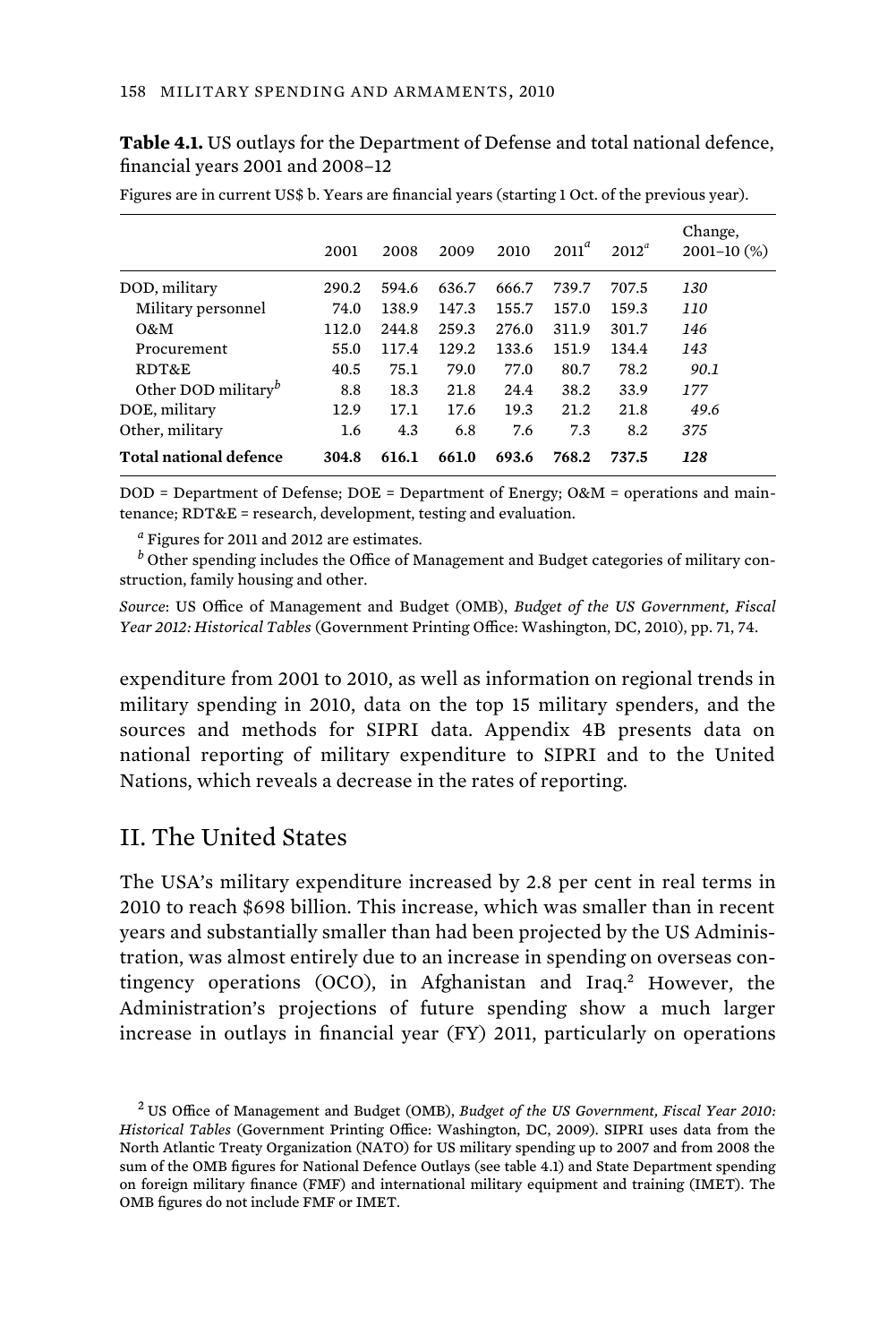**Table 4.1.** US outlays for the Department of Defense and total national defence, financial years 2001 and 2008–12

Figures are in current US$ b. Years are financial years (starting 1 Oct. of the previous year).

| | 2001 | 2008 | 2009 | 2010 | 2011[a] | 2012[a] | Change, 2001–10 (%) |
|---|---|---|---|---|---|---|---|
| DOD, military | 290.2 | 594.6 | 636.7 | 666.7 | 739.7 | 707.5 | *130* |
| Military personnel | 74.0 | 138.9 | 147.3 | 155.7 | 157.0 | 159.3 | *110* |
| O&M | 112.0 | 244.8 | 259.3 | 276.0 | 311.9 | 301.7 | *146* |
| Procurement | 55.0 | 117.4 | 129.2 | 133.6 | 151.9 | 134.4 | *143* |
| RDT&E | 40.5 | 75.1 | 79.0 | 77.0 | 80.7 | 78.2 | *90.1* |
| Other DOD military[b] | 8.8 | 18.3 | 21.8 | 24.4 | 38.2 | 33.9 | *177* |
| DOE, military | 12.9 | 17.1 | 17.6 | 19.3 | 21.2 | 21.8 | *49.6* |
| Other, military | 1.6 | 4.3 | 6.8 | 7.6 | 7.3 | 8.2 | *375* |
| **Total national defence** | **304.8** | **616.1** | **661.0** | **693.6** | **768.2** | **737.5** | ***128*** |

DOD = Department of Defense; DOE = Department of Energy; O&M = operations and maintenance; RDT&E = research, development, testing and evaluation.

[a] Figures for 2011 and 2012 are estimates.

[b] Other spending includes the Office of Management and Budget categories of military construction, family housing and other.

*Source*: US Office of Management and Budget (OMB), *Budget of the US Government, Fiscal Year 2012: Historical Tables* (Government Printing Office: Washington, DC, 2010), pp. 71, 74.

expenditure from 2001 to 2010, as well as information on regional trends in military spending in 2010, data on the top 15 military spenders, and the sources and methods for SIPRI data. Appendix 4B presents data on national reporting of military expenditure to SIPRI and to the United Nations, which reveals a decrease in the rates of reporting.

## II. The United States

The USA's military expenditure increased by 2.8 per cent in real terms in 2010 to reach $698 billion. This increase, which was smaller than in recent years and substantially smaller than had been projected by the US Administration, was almost entirely due to an increase in spending on overseas contingency operations (OCO), in Afghanistan and Iraq.[2] However, the Administration's projections of future spending show a much larger increase in outlays in financial year (FY) 2011, particularly on operations

[2] US Office of Management and Budget (OMB), *Budget of the US Government, Fiscal Year 2010: Historical Tables* (Government Printing Office: Washington, DC, 2009). SIPRI uses data from the North Atlantic Treaty Organization (NATO) for US military spending up to 2007 and from 2008 the sum of the OMB figures for National Defence Outlays (see table 4.1) and State Department spending on foreign military finance (FMF) and international military equipment and training (IMET). The OMB figures do not include FMF or IMET.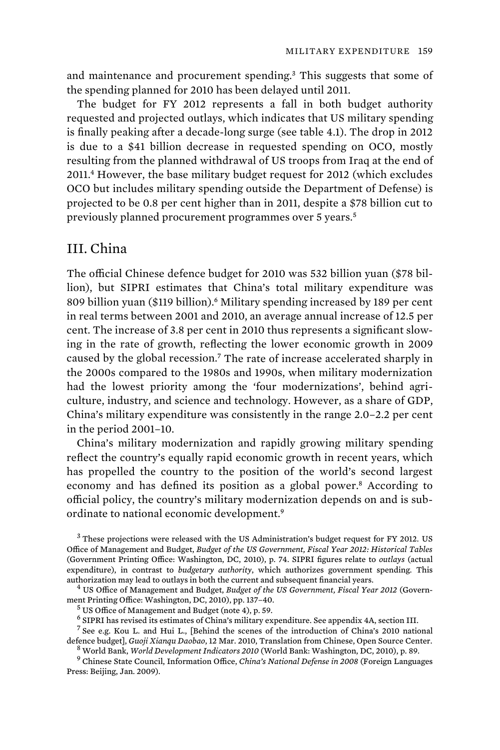and maintenance and procurement spending.[3] This suggests that some of the spending planned for 2010 has been delayed until 2011.

The budget for FY 2012 represents a fall in both budget authority requested and projected outlays, which indicates that US military spending is finally peaking after a decade-long surge (see table 4.1). The drop in 2012 is due to a $41 billion decrease in requested spending on OCO, mostly resulting from the planned withdrawal of US troops from Iraq at the end of 2011.[4] However, the base military budget request for 2012 (which excludes OCO but includes military spending outside the Department of Defense) is projected to be 0.8 per cent higher than in 2011, despite a $78 billion cut to previously planned procurement programmes over 5 years.[5]

## III. China

The official Chinese defence budget for 2010 was 532 billion yuan ($78 billion), but SIPRI estimates that China's total military expenditure was 809 billion yuan ($119 billion).[6] Military spending increased by 189 per cent in real terms between 2001 and 2010, an average annual increase of 12.5 per cent. The increase of 3.8 per cent in 2010 thus represents a significant slowing in the rate of growth, reflecting the lower economic growth in 2009 caused by the global recession.[7] The rate of increase accelerated sharply in the 2000s compared to the 1980s and 1990s, when military modernization had the lowest priority among the 'four modernizations', behind agriculture, industry, and science and technology. However, as a share of GDP, China's military expenditure was consistently in the range 2.0–2.2 per cent in the period 2001–10.

China's military modernization and rapidly growing military spending reflect the country's equally rapid economic growth in recent years, which has propelled the country to the position of the world's second largest economy and has defined its position as a global power.[8] According to official policy, the country's military modernization depends on and is subordinate to national economic development.[9]

[3] These projections were released with the US Administration's budget request for FY 2012. US Office of Management and Budget, *Budget of the US Government, Fiscal Year 2012: Historical Tables* (Government Printing Office: Washington, DC, 2010), p. 74. SIPRI figures relate to *outlays* (actual expenditure), in contrast to *budgetary authority*, which authorizes government spending. This authorization may lead to outlays in both the current and subsequent financial years.

[4] US Office of Management and Budget, *Budget of the US Government, Fiscal Year 2012* (Government Printing Office: Washington, DC, 2010), pp. 137–40.

[5] US Office of Management and Budget (note 4), p. 59.

[6] SIPRI has revised its estimates of China's military expenditure. See appendix 4A, section III.

[7] See e.g. Kou L. and Hui L., [Behind the scenes of the introduction of China's 2010 national defence budget], *Guoji Xianqu Daobao*, 12 Mar. 2010, Translation from Chinese, Open Source Center.

[8] World Bank, *World Development Indicators 2010* (World Bank: Washington, DC, 2010), p. 89.

[9] Chinese State Council, Information Office, *China's National Defense in 2008* (Foreign Languages Press: Beijing, Jan. 2009).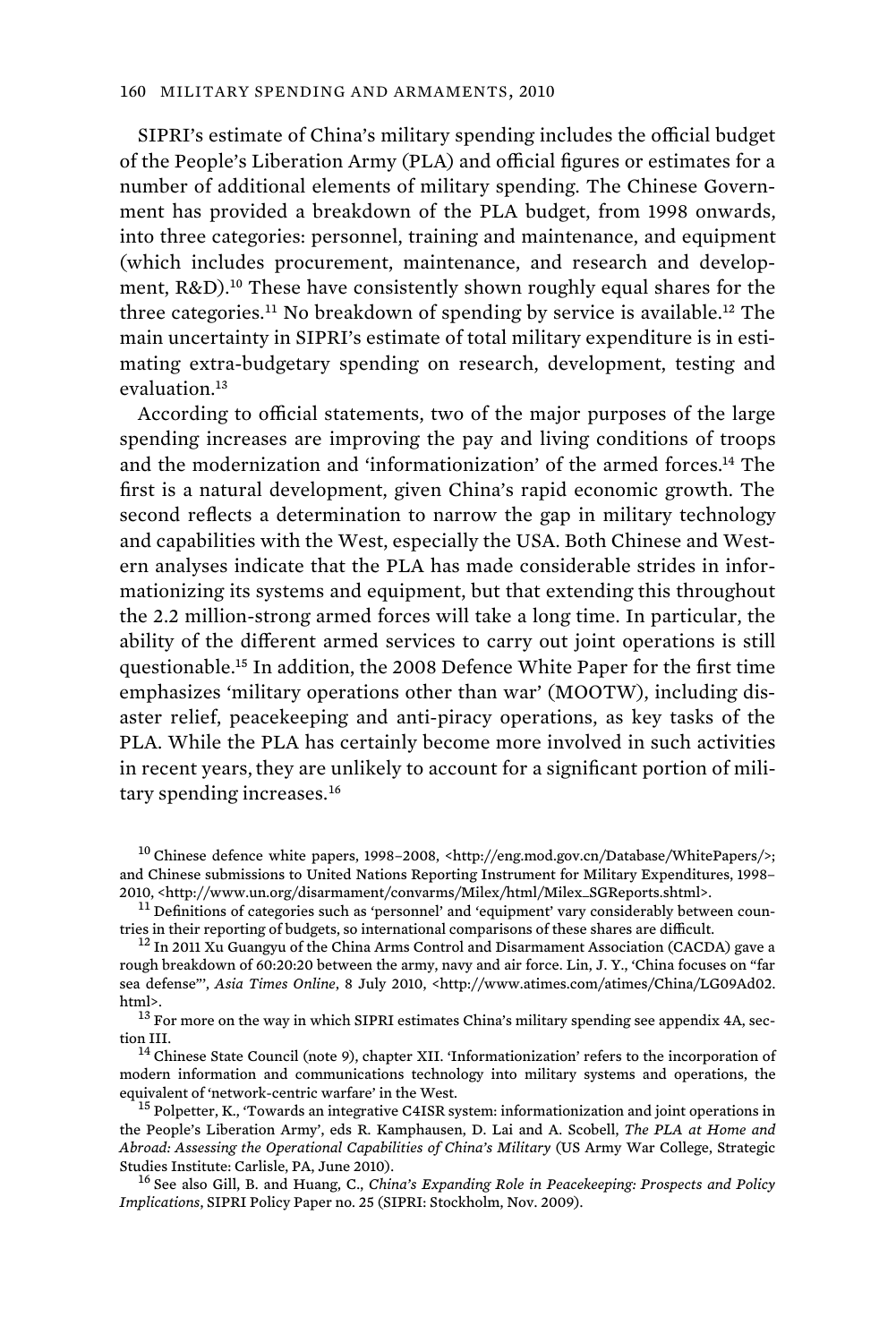SIPRI's estimate of China's military spending includes the official budget of the People's Liberation Army (PLA) and official figures or estimates for a number of additional elements of military spending. The Chinese Government has provided a breakdown of the PLA budget, from 1998 onwards, into three categories: personnel, training and maintenance, and equipment (which includes procurement, maintenance, and research and development, R&D).[10] These have consistently shown roughly equal shares for the three categories.[11] No breakdown of spending by service is available.[12] The main uncertainty in SIPRI's estimate of total military expenditure is in estimating extra-budgetary spending on research, development, testing and evaluation.[13]

According to official statements, two of the major purposes of the large spending increases are improving the pay and living conditions of troops and the modernization and 'informationization' of the armed forces.[14] The first is a natural development, given China's rapid economic growth. The second reflects a determination to narrow the gap in military technology and capabilities with the West, especially the USA. Both Chinese and Western analyses indicate that the PLA has made considerable strides in informationizing its systems and equipment, but that extending this throughout the 2.2 million-strong armed forces will take a long time. In particular, the ability of the different armed services to carry out joint operations is still questionable.[15] In addition, the 2008 Defence White Paper for the first time emphasizes 'military operations other than war' (MOOTW), including disaster relief, peacekeeping and anti-piracy operations, as key tasks of the PLA. While the PLA has certainly become more involved in such activities in recent years, they are unlikely to account for a significant portion of military spending increases.[16]

[10] Chinese defence white papers, 1998–2008, <http://eng.mod.gov.cn/Database/WhitePapers/>; and Chinese submissions to United Nations Reporting Instrument for Military Expenditures, 1998–2010, <http://www.un.org/disarmament/convarms/Milex/html/Milex_SGReports.shtml>.

[11] Definitions of categories such as 'personnel' and 'equipment' vary considerably between countries in their reporting of budgets, so international comparisons of these shares are difficult.

[12] In 2011 Xu Guangyu of the China Arms Control and Disarmament Association (CACDA) gave a rough breakdown of 60:20:20 between the army, navy and air force. Lin, J. Y., 'China focuses on "far sea defense"', *Asia Times Online*, 8 July 2010, <http://www.atimes.com/atimes/China/LG09Ad02.html>.

[13] For more on the way in which SIPRI estimates China's military spending see appendix 4A, section III.

[14] Chinese State Council (note 9), chapter XII. 'Informationization' refers to the incorporation of modern information and communications technology into military systems and operations, the equivalent of 'network-centric warfare' in the West.

[15] Polpetter, K., 'Towards an integrative C4ISR system: informationization and joint operations in the People's Liberation Army', eds R. Kamphausen, D. Lai and A. Scobell, *The PLA at Home and Abroad: Assessing the Operational Capabilities of China's Military* (US Army War College, Strategic Studies Institute: Carlisle, PA, June 2010).

[16] See also Gill, B. and Huang, C., *China's Expanding Role in Peacekeeping: Prospects and Policy Implications*, SIPRI Policy Paper no. 25 (SIPRI: Stockholm, Nov. 2009).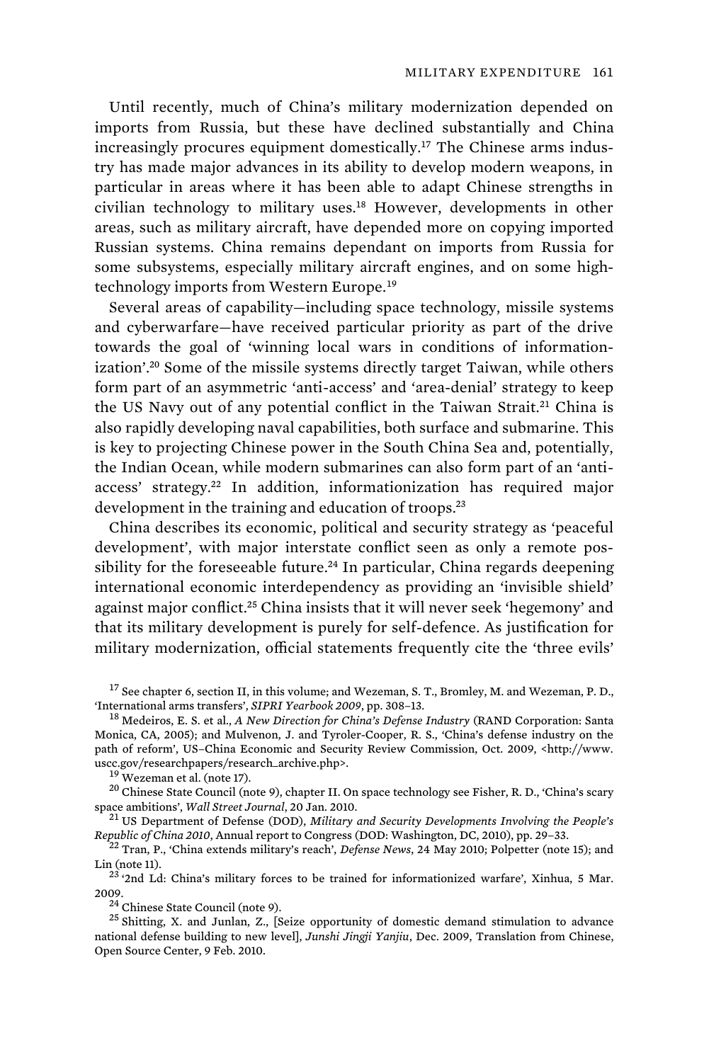Until recently, much of China's military modernization depended on imports from Russia, but these have declined substantially and China increasingly procures equipment domestically.[17] The Chinese arms industry has made major advances in its ability to develop modern weapons, in particular in areas where it has been able to adapt Chinese strengths in civilian technology to military uses.[18] However, developments in other areas, such as military aircraft, have depended more on copying imported Russian systems. China remains dependant on imports from Russia for some subsystems, especially military aircraft engines, and on some high-technology imports from Western Europe.[19]

Several areas of capability—including space technology, missile systems and cyberwarfare—have received particular priority as part of the drive towards the goal of 'winning local wars in conditions of informationization'.[20] Some of the missile systems directly target Taiwan, while others form part of an asymmetric 'anti-access' and 'area-denial' strategy to keep the US Navy out of any potential conflict in the Taiwan Strait.[21] China is also rapidly developing naval capabilities, both surface and submarine. This is key to projecting Chinese power in the South China Sea and, potentially, the Indian Ocean, while modern submarines can also form part of an 'anti-access' strategy.[22] In addition, informationization has required major development in the training and education of troops.[23]

China describes its economic, political and security strategy as 'peaceful development', with major interstate conflict seen as only a remote possibility for the foreseeable future.[24] In particular, China regards deepening international economic interdependency as providing an 'invisible shield' against major conflict.[25] China insists that it will never seek 'hegemony' and that its military development is purely for self-defence. As justification for military modernization, official statements frequently cite the 'three evils'

---

[17] See chapter 6, section II, in this volume; and Wezeman, S. T., Bromley, M. and Wezeman, P. D., 'International arms transfers', *SIPRI Yearbook 2009*, pp. 308–13.

[18] Medeiros, E. S. et al., *A New Direction for China's Defense Industry* (RAND Corporation: Santa Monica, CA, 2005); and Mulvenon, J. and Tyroler-Cooper, R. S., 'China's defense industry on the path of reform', US–China Economic and Security Review Commission, Oct. 2009, <http://www.uscc.gov/researchpapers/research_archive.php>.

[19] Wezeman et al. (note 17).

[20] Chinese State Council (note 9), chapter II. On space technology see Fisher, R. D., 'China's scary space ambitions', *Wall Street Journal*, 20 Jan. 2010.

[21] US Department of Defense (DOD), *Military and Security Developments Involving the People's Republic of China 2010*, Annual report to Congress (DOD: Washington, DC, 2010), pp. 29–33.

[22] Tran, P., 'China extends military's reach', *Defense News*, 24 May 2010; Polpetter (note 15); and Lin (note 11).

[23] '2nd Ld: China's military forces to be trained for informationized warfare', Xinhua, 5 Mar. 2009.

[24] Chinese State Council (note 9).

[25] Shitting, X. and Junlan, Z., [Seize opportunity of domestic demand stimulation to advance national defense building to new level], *Junshi Jingji Yanjiu*, Dec. 2009, Translation from Chinese, Open Source Center, 9 Feb. 2010.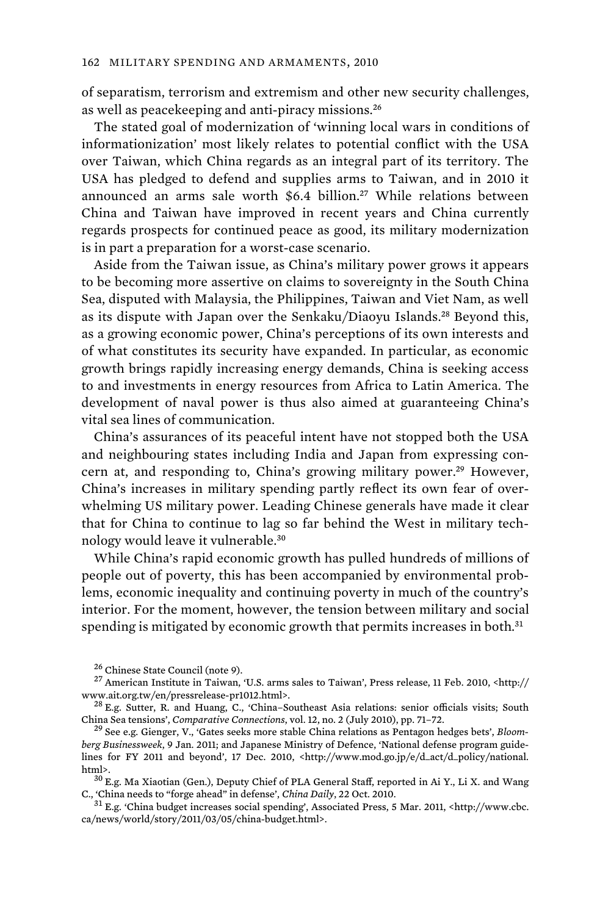of separatism, terrorism and extremism and other new security challenges, as well as peacekeeping and anti-piracy missions.[26]

The stated goal of modernization of 'winning local wars in conditions of informationization' most likely relates to potential conflict with the USA over Taiwan, which China regards as an integral part of its territory. The USA has pledged to defend and supplies arms to Taiwan, and in 2010 it announced an arms sale worth $6.4 billion.[27] While relations between China and Taiwan have improved in recent years and China currently regards prospects for continued peace as good, its military modernization is in part a preparation for a worst-case scenario.

Aside from the Taiwan issue, as China's military power grows it appears to be becoming more assertive on claims to sovereignty in the South China Sea, disputed with Malaysia, the Philippines, Taiwan and Viet Nam, as well as its dispute with Japan over the Senkaku/Diaoyu Islands.[28] Beyond this, as a growing economic power, China's perceptions of its own interests and of what constitutes its security have expanded. In particular, as economic growth brings rapidly increasing energy demands, China is seeking access to and investments in energy resources from Africa to Latin America. The development of naval power is thus also aimed at guaranteeing China's vital sea lines of communication.

China's assurances of its peaceful intent have not stopped both the USA and neighbouring states including India and Japan from expressing concern at, and responding to, China's growing military power.[29] However, China's increases in military spending partly reflect its own fear of overwhelming US military power. Leading Chinese generals have made it clear that for China to continue to lag so far behind the West in military technology would leave it vulnerable.[30]

While China's rapid economic growth has pulled hundreds of millions of people out of poverty, this has been accompanied by environmental problems, economic inequality and continuing poverty in much of the country's interior. For the moment, however, the tension between military and social spending is mitigated by economic growth that permits increases in both.[31]

---

[26] Chinese State Council (note 9).

[27] American Institute in Taiwan, 'U.S. arms sales to Taiwan', Press release, 11 Feb. 2010, <http://www.ait.org.tw/en/pressrelease-pr1012.html>.

[28] E.g. Sutter, R. and Huang, C., 'China–Southeast Asia relations: senior officials visits; South China Sea tensions', *Comparative Connections*, vol. 12, no. 2 (July 2010), pp. 71–72.

[29] See e.g. Gienger, V., 'Gates seeks more stable China relations as Pentagon hedges bets', *Bloomberg Businessweek*, 9 Jan. 2011; and Japanese Ministry of Defence, 'National defense program guidelines for FY 2011 and beyond', 17 Dec. 2010, <http://www.mod.go.jp/e/d_act/d_policy/national.html>.

[30] E.g. Ma Xiaotian (Gen.), Deputy Chief of PLA General Staff, reported in Ai Y., Li X. and Wang C., 'China needs to "forge ahead" in defense', *China Daily*, 22 Oct. 2010.

[31] E.g. 'China budget increases social spending', Associated Press, 5 Mar. 2011, <http://www.cbc.ca/news/world/story/2011/03/05/china-budget.html>.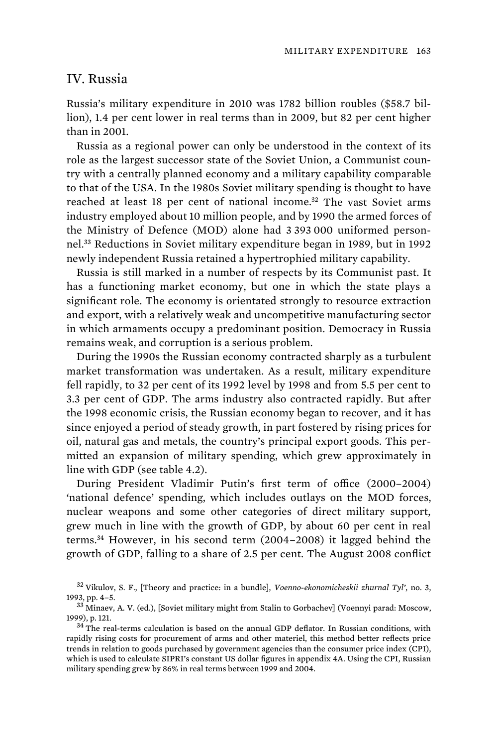## IV. Russia

Russia's military expenditure in 2010 was 1782 billion roubles ($58.7 billion), 1.4 per cent lower in real terms than in 2009, but 82 per cent higher than in 2001.

Russia as a regional power can only be understood in the context of its role as the largest successor state of the Soviet Union, a Communist country with a centrally planned economy and a military capability comparable to that of the USA. In the 1980s Soviet military spending is thought to have reached at least 18 per cent of national income.[32] The vast Soviet arms industry employed about 10 million people, and by 1990 the armed forces of the Ministry of Defence (MOD) alone had 3 393 000 uniformed personnel.[33] Reductions in Soviet military expenditure began in 1989, but in 1992 newly independent Russia retained a hypertrophied military capability.

Russia is still marked in a number of respects by its Communist past. It has a functioning market economy, but one in which the state plays a significant role. The economy is orientated strongly to resource extraction and export, with a relatively weak and uncompetitive manufacturing sector in which armaments occupy a predominant position. Democracy in Russia remains weak, and corruption is a serious problem.

During the 1990s the Russian economy contracted sharply as a turbulent market transformation was undertaken. As a result, military expenditure fell rapidly, to 32 per cent of its 1992 level by 1998 and from 5.5 per cent to 3.3 per cent of GDP. The arms industry also contracted rapidly. But after the 1998 economic crisis, the Russian economy began to recover, and it has since enjoyed a period of steady growth, in part fostered by rising prices for oil, natural gas and metals, the country's principal export goods. This permitted an expansion of military spending, which grew approximately in line with GDP (see table 4.2).

During President Vladimir Putin's first term of office (2000–2004) 'national defence' spending, which includes outlays on the MOD forces, nuclear weapons and some other categories of direct military support, grew much in line with the growth of GDP, by about 60 per cent in real terms.[34] However, in his second term (2004–2008) it lagged behind the growth of GDP, falling to a share of 2.5 per cent. The August 2008 conflict

[32] Vikulov, S. F., [Theory and practice: in a bundle], *Voenno-ekonomicheskii zhurnal Tyl'*, no. 3, 1993, pp. 4–5.

[33] Minaev, A. V. (ed.), [Soviet military might from Stalin to Gorbachev] (Voennyi parad: Moscow, 1999), p. 121.

[34] The real-terms calculation is based on the annual GDP deflator. In Russian conditions, with rapidly rising costs for procurement of arms and other materiel, this method better reflects price trends in relation to goods purchased by government agencies than the consumer price index (CPI), which is used to calculate SIPRI's constant US dollar figures in appendix 4A. Using the CPI, Russian military spending grew by 86% in real terms between 1999 and 2004.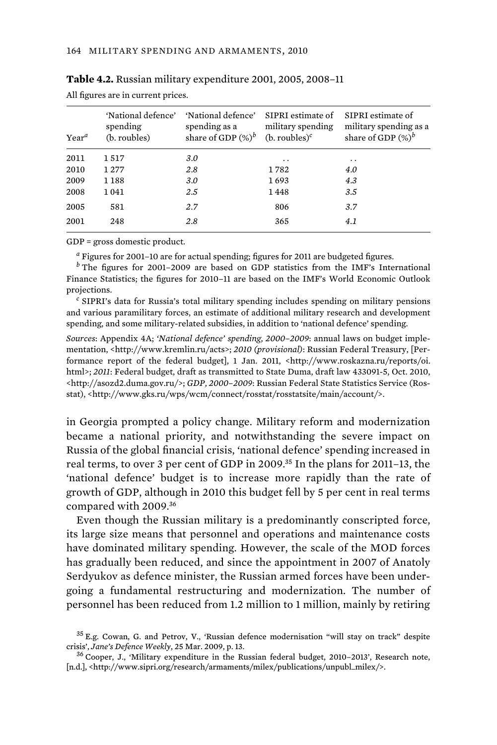**Table 4.2.** Russian military expenditure 2001, 2005, 2008–11

All figures are in current prices.

| Year[a] | 'National defence' spending (b. roubles) | 'National defence' spending as a share of GDP (%)[b] | SIPRI estimate of military spending (b. roubles)[c] | SIPRI estimate of military spending as a share of GDP (%)[b] |
|---|---|---|---|---|
| 2011 | 1 517 | *3.0* | . . | . . |
| 2010 | 1 277 | *2.8* | 1 782 | *4.0* |
| 2009 | 1 188 | *3.0* | 1 693 | *4.3* |
| 2008 | 1 041 | *2.5* | 1 448 | *3.5* |
| 2005 | 581 | *2.7* | 806 | *3.7* |
| 2001 | 248 | *2.8* | 365 | *4.1* |

GDP = gross domestic product.

[a] Figures for 2001–10 are for actual spending; figures for 2011 are budgeted figures.

[b] The figures for 2001–2009 are based on GDP statistics from the IMF's International Finance Statistics; the figures for 2010–11 are based on the IMF's World Economic Outlook projections.

[c] SIPRI's data for Russia's total military spending includes spending on military pensions and various paramilitary forces, an estimate of additional military research and development spending, and some military-related subsidies, in addition to 'national defence' spending.

*Sources*: Appendix 4A; *'National defence' spending, 2000–2009*: annual laws on budget implementation, <http://www.kremlin.ru/acts>; *2010 (provisional)*: Russian Federal Treasury, [Performance report of the federal budget], 1 Jan. 2011, <http://www.roskazna.ru/reports/oi.html>; *2011*: Federal budget, draft as transmitted to State Duma, draft law 433091-5, Oct. 2010, <http://asozd2.duma.gov.ru/>; *GDP, 2000–2009*: Russian Federal State Statistics Service (Rosstat), <http://www.gks.ru/wps/wcm/connect/rosstat/rosstatsite/main/account/>.

in Georgia prompted a policy change. Military reform and modernization became a national priority, and notwithstanding the severe impact on Russia of the global financial crisis, 'national defence' spending increased in real terms, to over 3 per cent of GDP in 2009.[35] In the plans for 2011–13, the 'national defence' budget is to increase more rapidly than the rate of growth of GDP, although in 2010 this budget fell by 5 per cent in real terms compared with 2009.[36]

Even though the Russian military is a predominantly conscripted force, its large size means that personnel and operations and maintenance costs have dominated military spending. However, the scale of the MOD forces has gradually been reduced, and since the appointment in 2007 of Anatoly Serdyukov as defence minister, the Russian armed forces have been undergoing a fundamental restructuring and modernization. The number of personnel has been reduced from 1.2 million to 1 million, mainly by retiring

[35] E.g. Cowan, G. and Petrov, V., 'Russian defence modernisation "will stay on track" despite crisis', *Jane's Defence Weekly*, 25 Mar. 2009, p. 13.

[36] Cooper, J., 'Military expenditure in the Russian federal budget, 2010–2013', Research note, [n.d.], <http://www.sipri.org/research/armaments/milex/publications/unpubl_milex/>.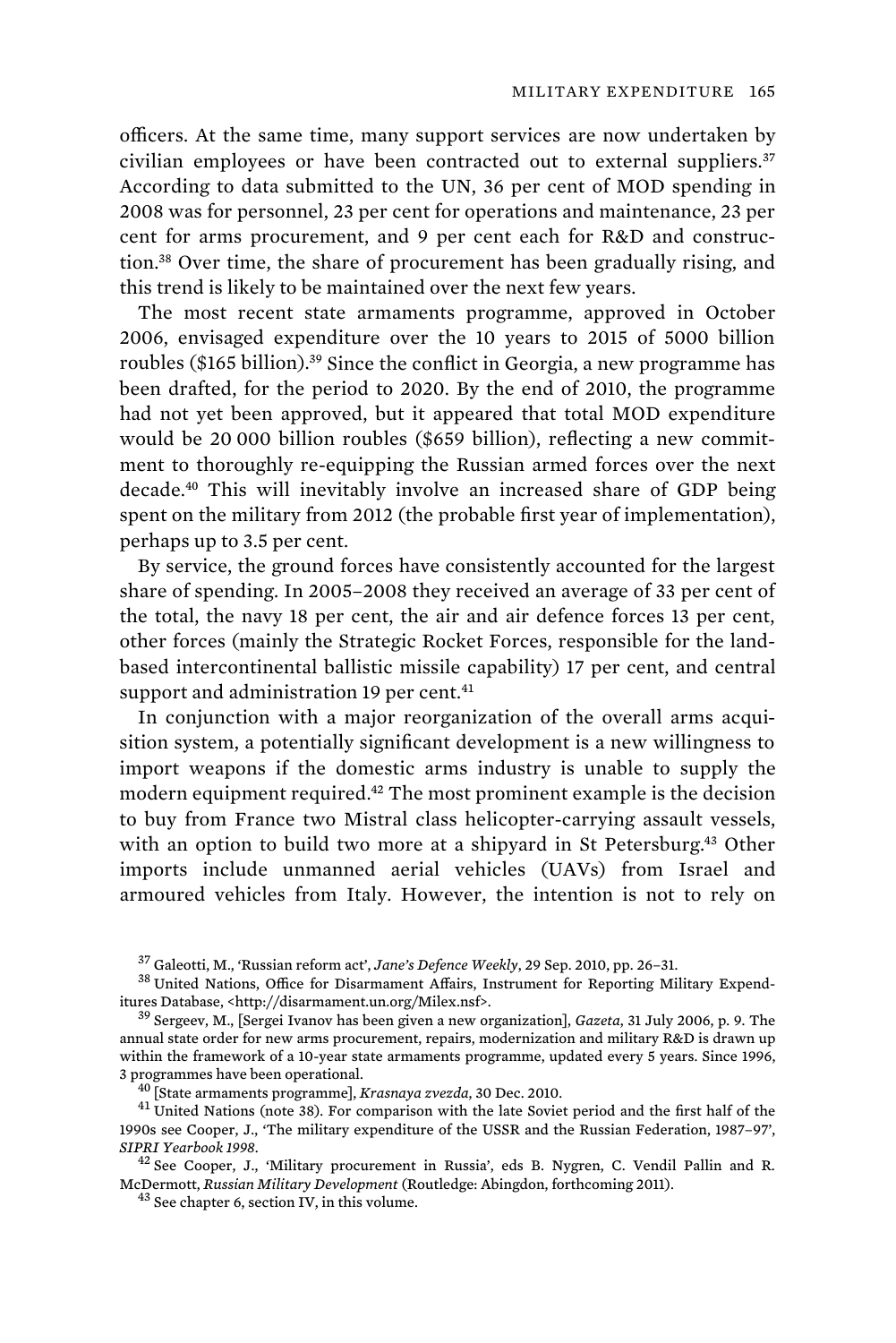officers. At the same time, many support services are now undertaken by civilian employees or have been contracted out to external suppliers.[37] According to data submitted to the UN, 36 per cent of MOD spending in 2008 was for personnel, 23 per cent for operations and maintenance, 23 per cent for arms procurement, and 9 per cent each for R&D and construction.[38] Over time, the share of procurement has been gradually rising, and this trend is likely to be maintained over the next few years.

The most recent state armaments programme, approved in October 2006, envisaged expenditure over the 10 years to 2015 of 5000 billion roubles ($165 billion).[39] Since the conflict in Georgia, a new programme has been drafted, for the period to 2020. By the end of 2010, the programme had not yet been approved, but it appeared that total MOD expenditure would be 20 000 billion roubles ($659 billion), reflecting a new commitment to thoroughly re-equipping the Russian armed forces over the next decade.[40] This will inevitably involve an increased share of GDP being spent on the military from 2012 (the probable first year of implementation), perhaps up to 3.5 per cent.

By service, the ground forces have consistently accounted for the largest share of spending. In 2005–2008 they received an average of 33 per cent of the total, the navy 18 per cent, the air and air defence forces 13 per cent, other forces (mainly the Strategic Rocket Forces, responsible for the land-based intercontinental ballistic missile capability) 17 per cent, and central support and administration 19 per cent.[41]

In conjunction with a major reorganization of the overall arms acquisition system, a potentially significant development is a new willingness to import weapons if the domestic arms industry is unable to supply the modern equipment required.[42] The most prominent example is the decision to buy from France two Mistral class helicopter-carrying assault vessels, with an option to build two more at a shipyard in St Petersburg.[43] Other imports include unmanned aerial vehicles (UAVs) from Israel and armoured vehicles from Italy. However, the intention is not to rely on

---

[37] Galeotti, M., 'Russian reform act', *Jane's Defence Weekly*, 29 Sep. 2010, pp. 26–31.

[38] United Nations, Office for Disarmament Affairs, Instrument for Reporting Military Expenditures Database, <http://disarmament.un.org/Milex.nsf>.

[39] Sergeev, M., [Sergei Ivanov has been given a new organization], *Gazeta*, 31 July 2006, p. 9. The annual state order for new arms procurement, repairs, modernization and military R&D is drawn up within the framework of a 10-year state armaments programme, updated every 5 years. Since 1996, 3 programmes have been operational.

[40] [State armaments programme], *Krasnaya zvezda*, 30 Dec. 2010.

[41] United Nations (note 38). For comparison with the late Soviet period and the first half of the 1990s see Cooper, J., 'The military expenditure of the USSR and the Russian Federation, 1987–97', *SIPRI Yearbook 1998*.

[42] See Cooper, J., 'Military procurement in Russia', eds B. Nygren, C. Vendil Pallin and R. McDermott, *Russian Military Development* (Routledge: Abingdon, forthcoming 2011).

[43] See chapter 6, section IV, in this volume.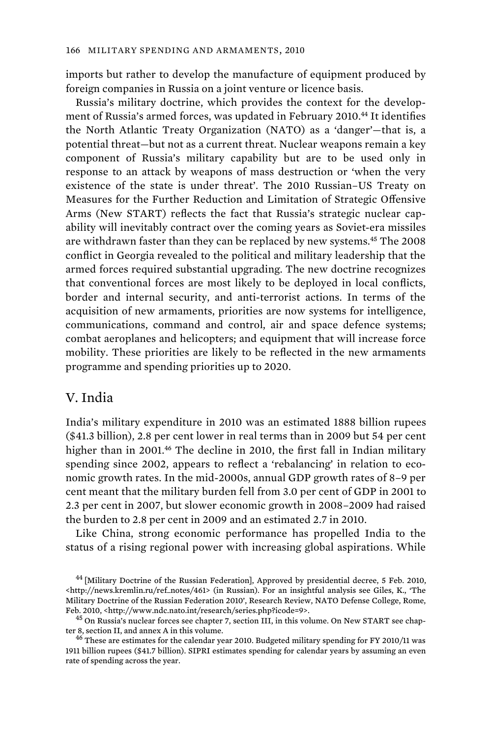imports but rather to develop the manufacture of equipment produced by foreign companies in Russia on a joint venture or licence basis.

Russia's military doctrine, which provides the context for the development of Russia's armed forces, was updated in February 2010.[44] It identifies the North Atlantic Treaty Organization (NATO) as a 'danger'—that is, a potential threat—but not as a current threat. Nuclear weapons remain a key component of Russia's military capability but are to be used only in response to an attack by weapons of mass destruction or 'when the very existence of the state is under threat'. The 2010 Russian–US Treaty on Measures for the Further Reduction and Limitation of Strategic Offensive Arms (New START) reflects the fact that Russia's strategic nuclear capability will inevitably contract over the coming years as Soviet-era missiles are withdrawn faster than they can be replaced by new systems.[45] The 2008 conflict in Georgia revealed to the political and military leadership that the armed forces required substantial upgrading. The new doctrine recognizes that conventional forces are most likely to be deployed in local conflicts, border and internal security, and anti-terrorist actions. In terms of the acquisition of new armaments, priorities are now systems for intelligence, communications, command and control, air and space defence systems; combat aeroplanes and helicopters; and equipment that will increase force mobility. These priorities are likely to be reflected in the new armaments programme and spending priorities up to 2020.

## V. India

India's military expenditure in 2010 was an estimated 1888 billion rupees ($41.3 billion), 2.8 per cent lower in real terms than in 2009 but 54 per cent higher than in 2001.[46] The decline in 2010, the first fall in Indian military spending since 2002, appears to reflect a 'rebalancing' in relation to economic growth rates. In the mid-2000s, annual GDP growth rates of 8–9 per cent meant that the military burden fell from 3.0 per cent of GDP in 2001 to 2.3 per cent in 2007, but slower economic growth in 2008–2009 had raised the burden to 2.8 per cent in 2009 and an estimated 2.7 in 2010.

Like China, strong economic performance has propelled India to the status of a rising regional power with increasing global aspirations. While

---

[44] [Military Doctrine of the Russian Federation], Approved by presidential decree, 5 Feb. 2010, <http://news.kremlin.ru/ref_notes/461> (in Russian). For an insightful analysis see Giles, K., 'The Military Doctrine of the Russian Federation 2010', Research Review, NATO Defense College, Rome, Feb. 2010, <http://www.ndc.nato.int/research/series.php?icode=9>.

[45] On Russia's nuclear forces see chapter 7, section III, in this volume. On New START see chapter 8, section II, and annex A in this volume.

[46] These are estimates for the calendar year 2010. Budgeted military spending for FY 2010/11 was 1911 billion rupees ($41.7 billion). SIPRI estimates spending for calendar years by assuming an even rate of spending across the year.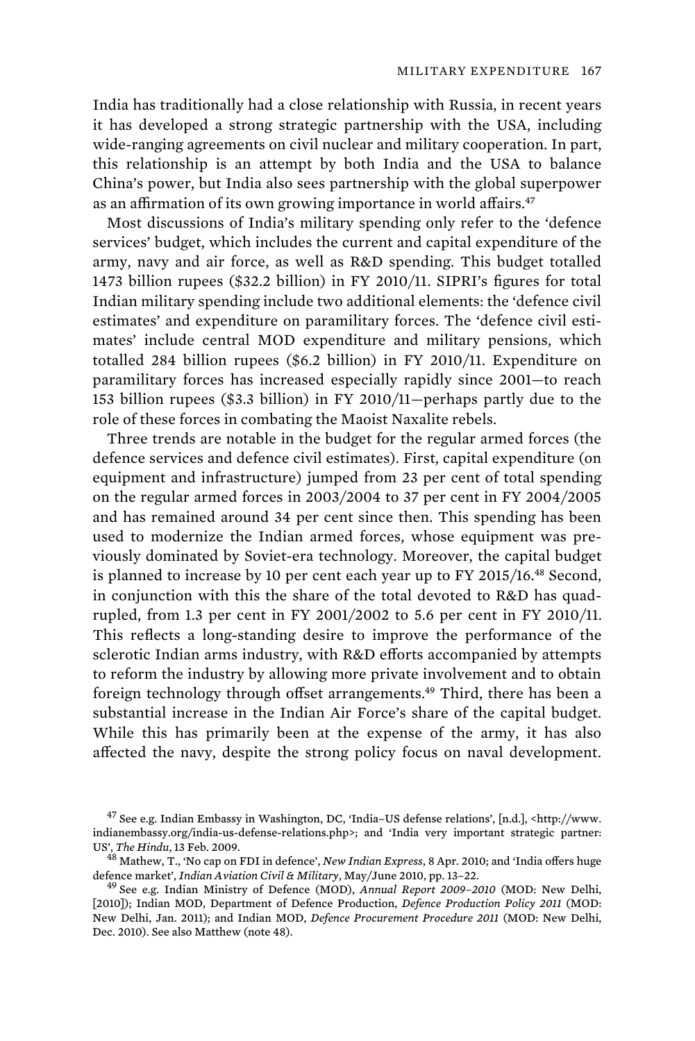India has traditionally had a close relationship with Russia, in recent years it has developed a strong strategic partnership with the USA, including wide-ranging agreements on civil nuclear and military cooperation. In part, this relationship is an attempt by both India and the USA to balance China's power, but India also sees partnership with the global superpower as an affirmation of its own growing importance in world affairs.[47]

Most discussions of India's military spending only refer to the 'defence services' budget, which includes the current and capital expenditure of the army, navy and air force, as well as R&D spending. This budget totalled 1473 billion rupees ($32.2 billion) in FY 2010/11. SIPRI's figures for total Indian military spending include two additional elements: the 'defence civil estimates' and expenditure on paramilitary forces. The 'defence civil estimates' include central MOD expenditure and military pensions, which totalled 284 billion rupees ($6.2 billion) in FY 2010/11. Expenditure on paramilitary forces has increased especially rapidly since 2001—to reach 153 billion rupees ($3.3 billion) in FY 2010/11—perhaps partly due to the role of these forces in combating the Maoist Naxalite rebels.

Three trends are notable in the budget for the regular armed forces (the defence services and defence civil estimates). First, capital expenditure (on equipment and infrastructure) jumped from 23 per cent of total spending on the regular armed forces in 2003/2004 to 37 per cent in FY 2004/2005 and has remained around 34 per cent since then. This spending has been used to modernize the Indian armed forces, whose equipment was previously dominated by Soviet-era technology. Moreover, the capital budget is planned to increase by 10 per cent each year up to FY 2015/16.[48] Second, in conjunction with this the share of the total devoted to R&D has quadrupled, from 1.3 per cent in FY 2001/2002 to 5.6 per cent in FY 2010/11. This reflects a long-standing desire to improve the performance of the sclerotic Indian arms industry, with R&D efforts accompanied by attempts to reform the industry by allowing more private involvement and to obtain foreign technology through offset arrangements.[49] Third, there has been a substantial increase in the Indian Air Force's share of the capital budget. While this has primarily been at the expense of the army, it has also affected the navy, despite the strong policy focus on naval development.

[47] See e.g. Indian Embassy in Washington, DC, 'India–US defense relations', [n.d.], <http://www.indianembassy.org/india-us-defense-relations.php>; and 'India very important strategic partner: US', *The Hindu*, 13 Feb. 2009.

[48] Mathew, T., 'No cap on FDI in defence', *New Indian Express*, 8 Apr. 2010; and 'India offers huge defence market', *Indian Aviation Civil & Military*, May/June 2010, pp. 13–22.

[49] See e.g. Indian Ministry of Defence (MOD), *Annual Report 2009–2010* (MOD: New Delhi, [2010]); Indian MOD, Department of Defence Production, *Defence Production Policy 2011* (MOD: New Delhi, Jan. 2011); and Indian MOD, *Defence Procurement Procedure 2011* (MOD: New Delhi, Dec. 2010). See also Matthew (note 48).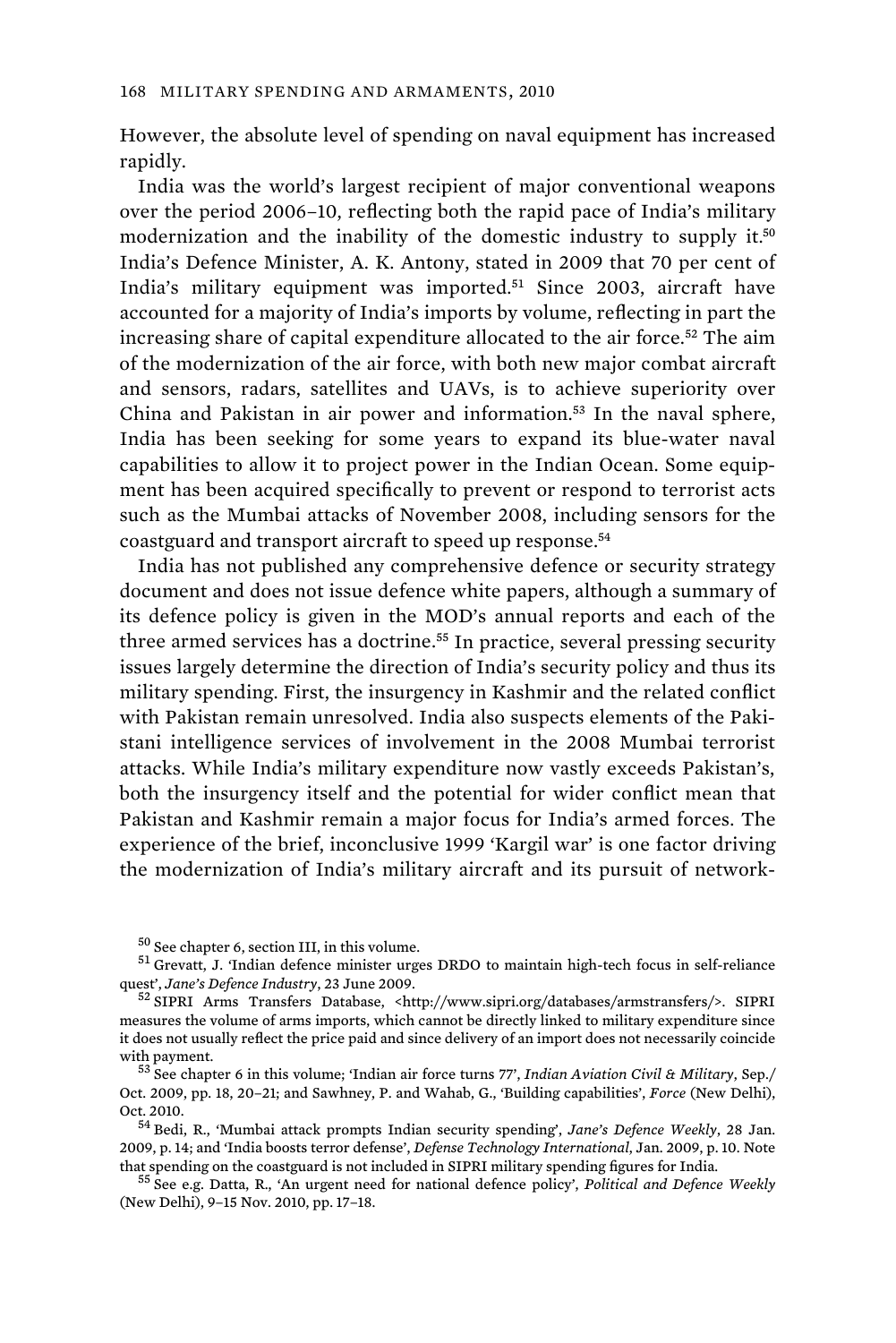However, the absolute level of spending on naval equipment has increased rapidly.

India was the world's largest recipient of major conventional weapons over the period 2006–10, reflecting both the rapid pace of India's military modernization and the inability of the domestic industry to supply it.[50] India's Defence Minister, A. K. Antony, stated in 2009 that 70 per cent of India's military equipment was imported.[51] Since 2003, aircraft have accounted for a majority of India's imports by volume, reflecting in part the increasing share of capital expenditure allocated to the air force.[52] The aim of the modernization of the air force, with both new major combat aircraft and sensors, radars, satellites and UAVs, is to achieve superiority over China and Pakistan in air power and information.[53] In the naval sphere, India has been seeking for some years to expand its blue-water naval capabilities to allow it to project power in the Indian Ocean. Some equipment has been acquired specifically to prevent or respond to terrorist acts such as the Mumbai attacks of November 2008, including sensors for the coastguard and transport aircraft to speed up response.[54]

India has not published any comprehensive defence or security strategy document and does not issue defence white papers, although a summary of its defence policy is given in the MOD's annual reports and each of the three armed services has a doctrine.[55] In practice, several pressing security issues largely determine the direction of India's security policy and thus its military spending. First, the insurgency in Kashmir and the related conflict with Pakistan remain unresolved. India also suspects elements of the Pakistani intelligence services of involvement in the 2008 Mumbai terrorist attacks. While India's military expenditure now vastly exceeds Pakistan's, both the insurgency itself and the potential for wider conflict mean that Pakistan and Kashmir remain a major focus for India's armed forces. The experience of the brief, inconclusive 1999 'Kargil war' is one factor driving the modernization of India's military aircraft and its pursuit of network-

[50] See chapter 6, section III, in this volume.

[51] Grevatt, J. 'Indian defence minister urges DRDO to maintain high-tech focus in self-reliance quest', *Jane's Defence Industry*, 23 June 2009.

[52] SIPRI Arms Transfers Database, <http://www.sipri.org/databases/armstransfers/>. SIPRI measures the volume of arms imports, which cannot be directly linked to military expenditure since it does not usually reflect the price paid and since delivery of an import does not necessarily coincide with payment.

[53] See chapter 6 in this volume; 'Indian air force turns 77', *Indian Aviation Civil & Military*, Sep./Oct. 2009, pp. 18, 20–21; and Sawhney, P. and Wahab, G., 'Building capabilities', *Force* (New Delhi), Oct. 2010.

[54] Bedi, R., 'Mumbai attack prompts Indian security spending', *Jane's Defence Weekly*, 28 Jan. 2009, p. 14; and 'India boosts terror defense', *Defense Technology International*, Jan. 2009, p. 10. Note that spending on the coastguard is not included in SIPRI military spending figures for India.

[55] See e.g. Datta, R., 'An urgent need for national defence policy', *Political and Defence Weekly* (New Delhi), 9–15 Nov. 2010, pp. 17–18.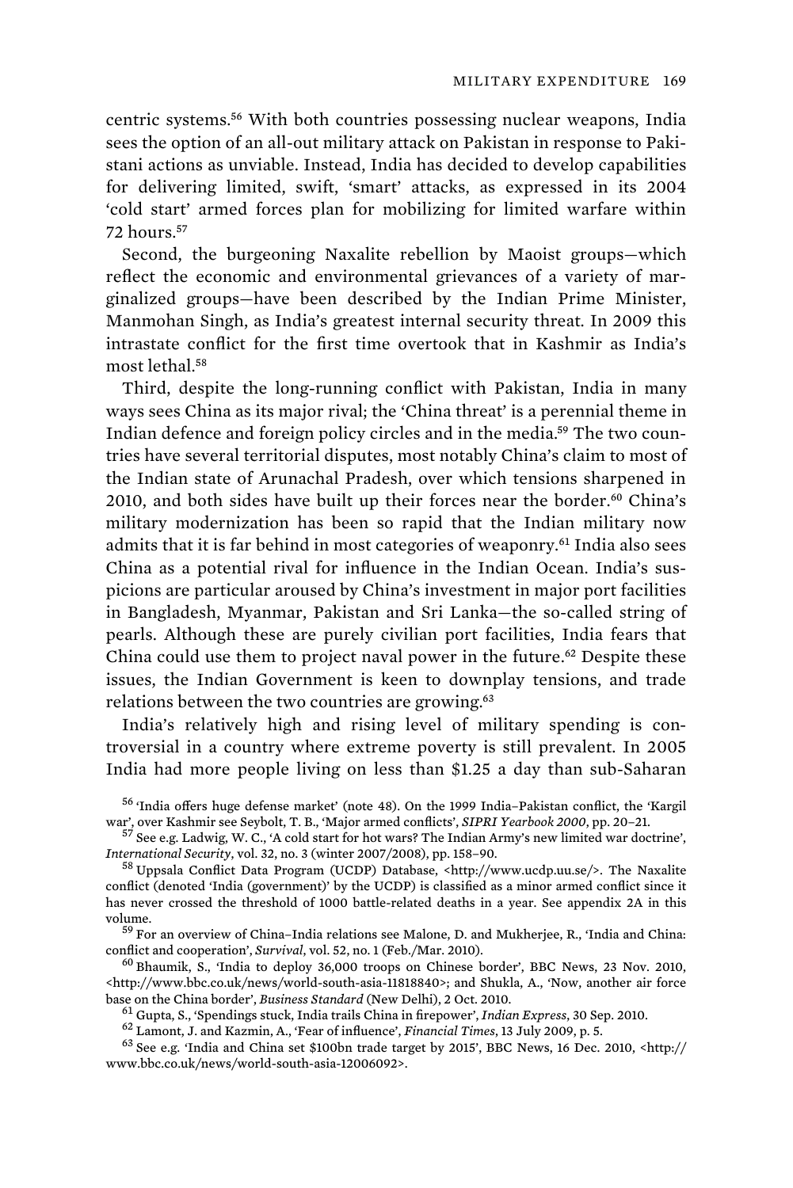centric systems.[56] With both countries possessing nuclear weapons, India sees the option of an all-out military attack on Pakistan in response to Pakistani actions as unviable. Instead, India has decided to develop capabilities for delivering limited, swift, 'smart' attacks, as expressed in its 2004 'cold start' armed forces plan for mobilizing for limited warfare within 72 hours.[57]

Second, the burgeoning Naxalite rebellion by Maoist groups—which reflect the economic and environmental grievances of a variety of marginalized groups—have been described by the Indian Prime Minister, Manmohan Singh, as India's greatest internal security threat. In 2009 this intrastate conflict for the first time overtook that in Kashmir as India's most lethal.[58]

Third, despite the long-running conflict with Pakistan, India in many ways sees China as its major rival; the 'China threat' is a perennial theme in Indian defence and foreign policy circles and in the media.[59] The two countries have several territorial disputes, most notably China's claim to most of the Indian state of Arunachal Pradesh, over which tensions sharpened in 2010, and both sides have built up their forces near the border.[60] China's military modernization has been so rapid that the Indian military now admits that it is far behind in most categories of weaponry.[61] India also sees China as a potential rival for influence in the Indian Ocean. India's suspicions are particular aroused by China's investment in major port facilities in Bangladesh, Myanmar, Pakistan and Sri Lanka—the so-called string of pearls. Although these are purely civilian port facilities, India fears that China could use them to project naval power in the future.[62] Despite these issues, the Indian Government is keen to downplay tensions, and trade relations between the two countries are growing.[63]

India's relatively high and rising level of military spending is controversial in a country where extreme poverty is still prevalent. In 2005 India had more people living on less than $1.25 a day than sub-Saharan

---

[56] 'India offers huge defense market' (note 48). On the 1999 India–Pakistan conflict, the 'Kargil war', over Kashmir see Seybolt, T. B., 'Major armed conflicts', *SIPRI Yearbook 2000*, pp. 20–21.

[57] See e.g. Ladwig, W. C., 'A cold start for hot wars? The Indian Army's new limited war doctrine', *International Security*, vol. 32, no. 3 (winter 2007/2008), pp. 158–90.

[58] Uppsala Conflict Data Program (UCDP) Database, <http://www.ucdp.uu.se/>. The Naxalite conflict (denoted 'India (government)' by the UCDP) is classified as a minor armed conflict since it has never crossed the threshold of 1000 battle-related deaths in a year. See appendix 2A in this volume.

[59] For an overview of China–India relations see Malone, D. and Mukherjee, R., 'India and China: conflict and cooperation', *Survival*, vol. 52, no. 1 (Feb./Mar. 2010).

[60] Bhaumik, S., 'India to deploy 36,000 troops on Chinese border', BBC News, 23 Nov. 2010, <http://www.bbc.co.uk/news/world-south-asia-11818840>; and Shukla, A., 'Now, another air force base on the China border', *Business Standard* (New Delhi), 2 Oct. 2010.

[61] Gupta, S., 'Spendings stuck, India trails China in firepower', *Indian Express*, 30 Sep. 2010.

[62] Lamont, J. and Kazmin, A., 'Fear of influence', *Financial Times*, 13 July 2009, p. 5.

[63] See e.g. 'India and China set $100bn trade target by 2015', BBC News, 16 Dec. 2010, <http://www.bbc.co.uk/news/world-south-asia-12006092>.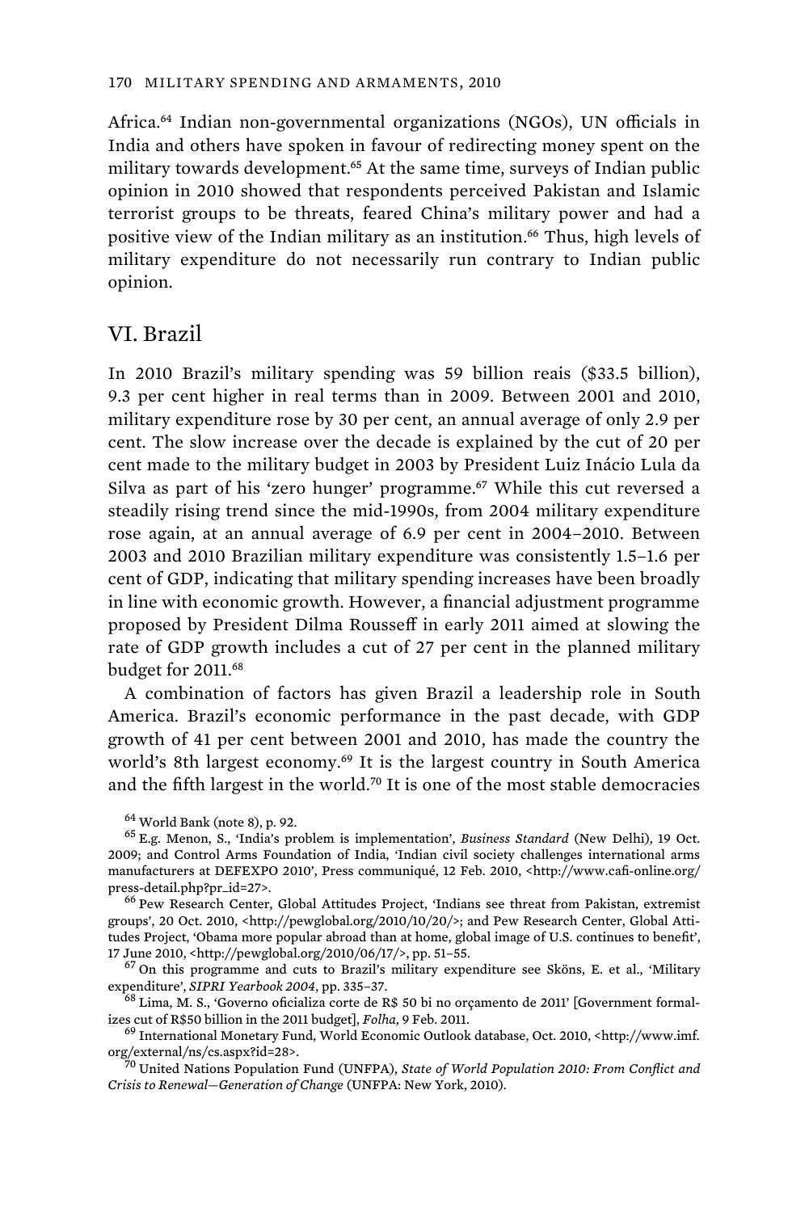Africa.[64] Indian non-governmental organizations (NGOs), UN officials in India and others have spoken in favour of redirecting money spent on the military towards development.[65] At the same time, surveys of Indian public opinion in 2010 showed that respondents perceived Pakistan and Islamic terrorist groups to be threats, feared China's military power and had a positive view of the Indian military as an institution.[66] Thus, high levels of military expenditure do not necessarily run contrary to Indian public opinion.

## VI. Brazil

In 2010 Brazil's military spending was 59 billion reais ($33.5 billion), 9.3 per cent higher in real terms than in 2009. Between 2001 and 2010, military expenditure rose by 30 per cent, an annual average of only 2.9 per cent. The slow increase over the decade is explained by the cut of 20 per cent made to the military budget in 2003 by President Luiz Inácio Lula da Silva as part of his 'zero hunger' programme.[67] While this cut reversed a steadily rising trend since the mid-1990s, from 2004 military expenditure rose again, at an annual average of 6.9 per cent in 2004–2010. Between 2003 and 2010 Brazilian military expenditure was consistently 1.5–1.6 per cent of GDP, indicating that military spending increases have been broadly in line with economic growth. However, a financial adjustment programme proposed by President Dilma Rousseff in early 2011 aimed at slowing the rate of GDP growth includes a cut of 27 per cent in the planned military budget for 2011.[68]

A combination of factors has given Brazil a leadership role in South America. Brazil's economic performance in the past decade, with GDP growth of 41 per cent between 2001 and 2010, has made the country the world's 8th largest economy.[69] It is the largest country in South America and the fifth largest in the world.[70] It is one of the most stable democracies

[64] World Bank (note 8), p. 92.

[65] E.g. Menon, S., 'India's problem is implementation', *Business Standard* (New Delhi), 19 Oct. 2009; and Control Arms Foundation of India, 'Indian civil society challenges international arms manufacturers at DEFEXPO 2010', Press communiqué, 12 Feb. 2010, <http://www.cafi-online.org/press-detail.php?pr_id=27>.

[66] Pew Research Center, Global Attitudes Project, 'Indians see threat from Pakistan, extremist groups', 20 Oct. 2010, <http://pewglobal.org/2010/10/20/>; and Pew Research Center, Global Attitudes Project, 'Obama more popular abroad than at home, global image of U.S. continues to benefit', 17 June 2010, <http://pewglobal.org/2010/06/17/>, pp. 51–55.

[67] On this programme and cuts to Brazil's military expenditure see Sköns, E. et al., 'Military expenditure', *SIPRI Yearbook 2004*, pp. 335–37.

[68] Lima, M. S., 'Governo oficializa corte de R$ 50 bi no orçamento de 2011' [Government formalizes cut of R$50 billion in the 2011 budget], *Folha*, 9 Feb. 2011.

[69] International Monetary Fund, World Economic Outlook database, Oct. 2010, <http://www.imf.org/external/ns/cs.aspx?id=28>.

[70] United Nations Population Fund (UNFPA), *State of World Population 2010: From Conflict and Crisis to Renewal—Generation of Change* (UNFPA: New York, 2010).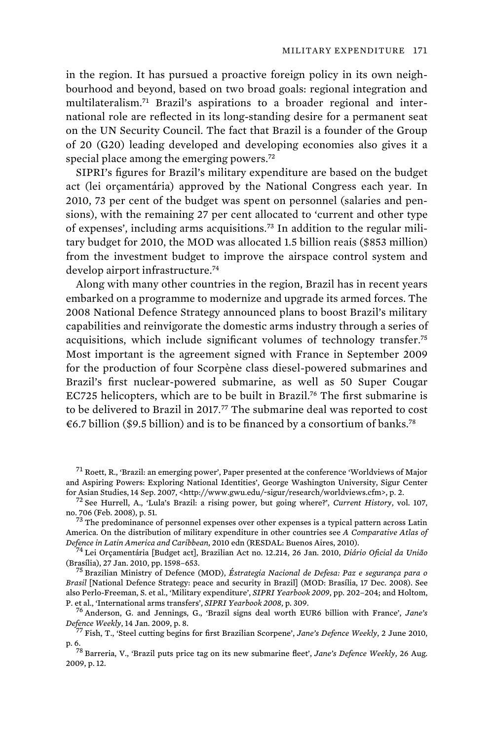in the region. It has pursued a proactive foreign policy in its own neighbourhood and beyond, based on two broad goals: regional integration and multilateralism.[71] Brazil's aspirations to a broader regional and international role are reflected in its long-standing desire for a permanent seat on the UN Security Council. The fact that Brazil is a founder of the Group of 20 (G20) leading developed and developing economies also gives it a special place among the emerging powers.[72]

SIPRI's figures for Brazil's military expenditure are based on the budget act (lei orçamentária) approved by the National Congress each year. In 2010, 73 per cent of the budget was spent on personnel (salaries and pensions), with the remaining 27 per cent allocated to 'current and other type of expenses', including arms acquisitions.[73] In addition to the regular military budget for 2010, the MOD was allocated 1.5 billion reais ($853 million) from the investment budget to improve the airspace control system and develop airport infrastructure.[74]

Along with many other countries in the region, Brazil has in recent years embarked on a programme to modernize and upgrade its armed forces. The 2008 National Defence Strategy announced plans to boost Brazil's military capabilities and reinvigorate the domestic arms industry through a series of acquisitions, which include significant volumes of technology transfer.[75] Most important is the agreement signed with France in September 2009 for the production of four Scorpène class diesel-powered submarines and Brazil's first nuclear-powered submarine, as well as 50 Super Cougar EC725 helicopters, which are to be built in Brazil.[76] The first submarine is to be delivered to Brazil in 2017.[77] The submarine deal was reported to cost €6.7 billion ($9.5 billion) and is to be financed by a consortium of banks.[78]

---

[71] Roett, R., 'Brazil: an emerging power', Paper presented at the conference 'Worldviews of Major and Aspiring Powers: Exploring National Identities', George Washington University, Sigur Center for Asian Studies, 14 Sep. 2007, <http://www.gwu.edu/~sigur/research/worldviews.cfm>, p. 2.

[72] See Hurrell, A., 'Lula's Brazil: a rising power, but going where?', *Current History*, vol. 107, no. 706 (Feb. 2008), p. 51.

[73] The predominance of personnel expenses over other expenses is a typical pattern across Latin America. On the distribution of military expenditure in other countries see *A Comparative Atlas of Defence in Latin America and Caribbean*, 2010 edn (RESDAL: Buenos Aires, 2010).

[74] Lei Orçamentária [Budget act], Brazilian Act no. 12.214, 26 Jan. 2010, *Diário Oficial da União* (Brasília), 27 Jan. 2010, pp. 1598–653.

[75] Brazilian Ministry of Defence (MOD), *Éstrategia Nacional de Defesa: Paz e segurança para o Brasil* [National Defence Strategy: peace and security in Brazil] (MOD: Brasília, 17 Dec. 2008). See also Perlo-Freeman, S. et al., 'Military expenditure', *SIPRI Yearbook 2009*, pp. 202–204; and Holtom, P. et al., 'International arms transfers', *SIPRI Yearbook 2008*, p. 309.

[76] Anderson, G. and Jennings, G., 'Brazil signs deal worth EUR6 billion with France', *Jane's Defence Weekly*, 14 Jan. 2009, p. 8.

[77] Fish, T., 'Steel cutting begins for first Brazilian Scorpene', *Jane's Defence Weekly*, 2 June 2010, p. 6.

[78] Barreria, V., 'Brazil puts price tag on its new submarine fleet', *Jane's Defence Weekly*, 26 Aug. 2009, p. 12.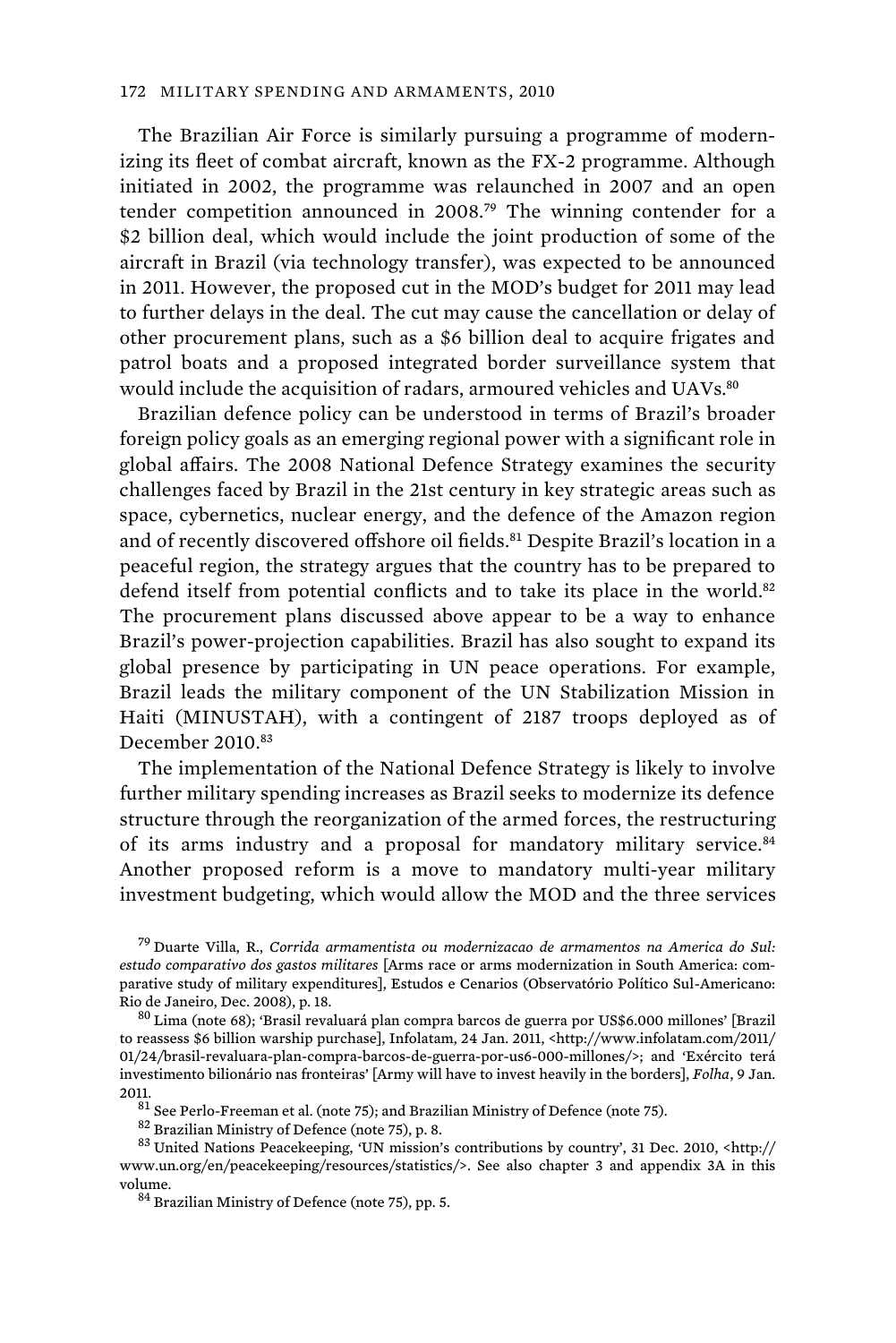The Brazilian Air Force is similarly pursuing a programme of modernizing its fleet of combat aircraft, known as the FX-2 programme. Although initiated in 2002, the programme was relaunched in 2007 and an open tender competition announced in 2008.[79] The winning contender for a $2 billion deal, which would include the joint production of some of the aircraft in Brazil (via technology transfer), was expected to be announced in 2011. However, the proposed cut in the MOD's budget for 2011 may lead to further delays in the deal. The cut may cause the cancellation or delay of other procurement plans, such as a $6 billion deal to acquire frigates and patrol boats and a proposed integrated border surveillance system that would include the acquisition of radars, armoured vehicles and UAVs.[80]

Brazilian defence policy can be understood in terms of Brazil's broader foreign policy goals as an emerging regional power with a significant role in global affairs. The 2008 National Defence Strategy examines the security challenges faced by Brazil in the 21st century in key strategic areas such as space, cybernetics, nuclear energy, and the defence of the Amazon region and of recently discovered offshore oil fields.[81] Despite Brazil's location in a peaceful region, the strategy argues that the country has to be prepared to defend itself from potential conflicts and to take its place in the world.[82] The procurement plans discussed above appear to be a way to enhance Brazil's power-projection capabilities. Brazil has also sought to expand its global presence by participating in UN peace operations. For example, Brazil leads the military component of the UN Stabilization Mission in Haiti (MINUSTAH), with a contingent of 2187 troops deployed as of December 2010.[83]

The implementation of the National Defence Strategy is likely to involve further military spending increases as Brazil seeks to modernize its defence structure through the reorganization of the armed forces, the restructuring of its arms industry and a proposal for mandatory military service.[84] Another proposed reform is a move to mandatory multi-year military investment budgeting, which would allow the MOD and the three services

---

[79] Duarte Villa, R., *Corrida armamentista ou modernizacao de armamentos na America do Sul: estudo comparativo dos gastos militares* [Arms race or arms modernization in South America: comparative study of military expenditures], Estudos e Cenarios (Observatório Político Sul-Americano: Rio de Janeiro, Dec. 2008), p. 18.

[80] Lima (note 68); 'Brasil revaluará plan compra barcos de guerra por US$6.000 millones' [Brazil to reassess $6 billion warship purchase], Infolatam, 24 Jan. 2011, <http://www.infolatam.com/2011/01/24/brasil-revaluara-plan-compra-barcos-de-guerra-por-us6-000-millones/>; and 'Exército terá investimento bilionário nas fronteiras' [Army will have to invest heavily in the borders], *Folha*, 9 Jan. 2011.

[81] See Perlo-Freeman et al. (note 75); and Brazilian Ministry of Defence (note 75).

[82] Brazilian Ministry of Defence (note 75), p. 8.

[83] United Nations Peacekeeping, 'UN mission's contributions by country', 31 Dec. 2010, <http://www.un.org/en/peacekeeping/resources/statistics/>. See also chapter 3 and appendix 3A in this volume.

[84] Brazilian Ministry of Defence (note 75), pp. 5.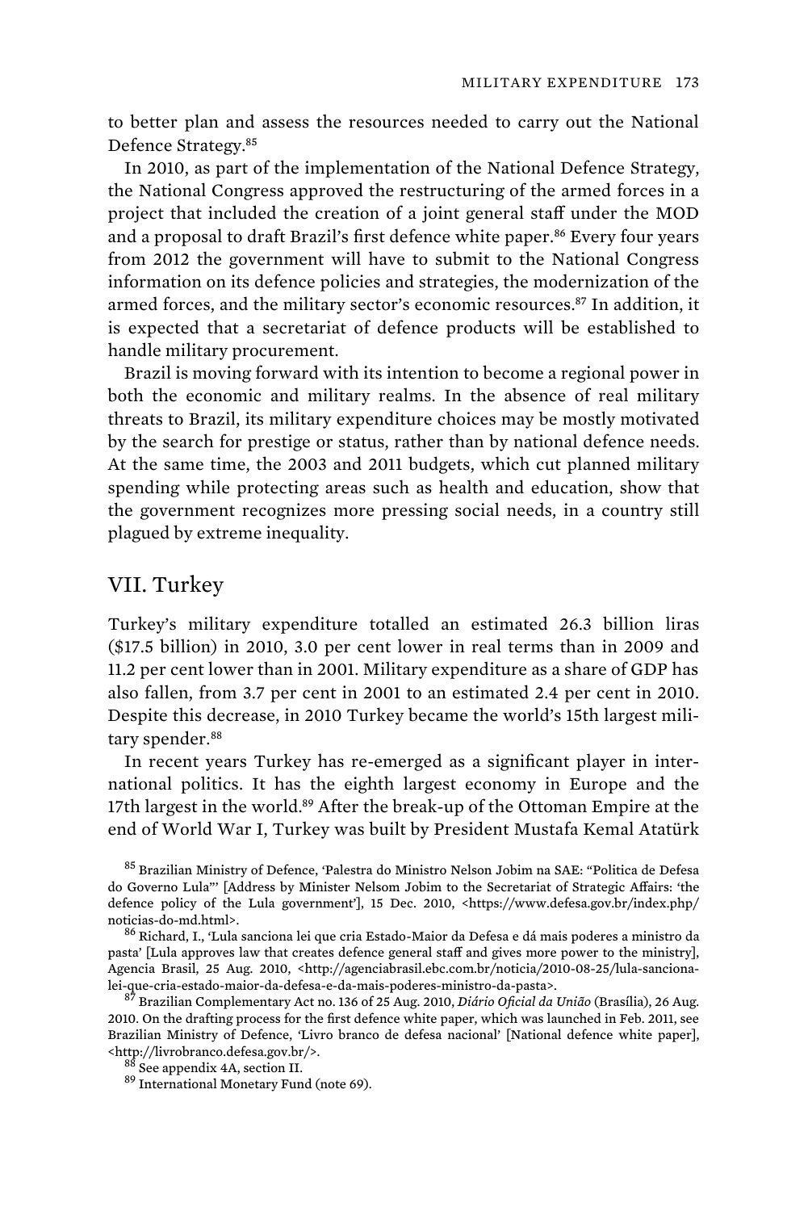to better plan and assess the resources needed to carry out the National Defence Strategy.[85]

In 2010, as part of the implementation of the National Defence Strategy, the National Congress approved the restructuring of the armed forces in a project that included the creation of a joint general staff under the MOD and a proposal to draft Brazil's first defence white paper.[86] Every four years from 2012 the government will have to submit to the National Congress information on its defence policies and strategies, the modernization of the armed forces, and the military sector's economic resources.[87] In addition, it is expected that a secretariat of defence products will be established to handle military procurement.

Brazil is moving forward with its intention to become a regional power in both the economic and military realms. In the absence of real military threats to Brazil, its military expenditure choices may be mostly motivated by the search for prestige or status, rather than by national defence needs. At the same time, the 2003 and 2011 budgets, which cut planned military spending while protecting areas such as health and education, show that the government recognizes more pressing social needs, in a country still plagued by extreme inequality.

## VII. Turkey

Turkey's military expenditure totalled an estimated 26.3 billion liras ($17.5 billion) in 2010, 3.0 per cent lower in real terms than in 2009 and 11.2 per cent lower than in 2001. Military expenditure as a share of GDP has also fallen, from 3.7 per cent in 2001 to an estimated 2.4 per cent in 2010. Despite this decrease, in 2010 Turkey became the world's 15th largest military spender.[88]

In recent years Turkey has re-emerged as a significant player in international politics. It has the eighth largest economy in Europe and the 17th largest in the world.[89] After the break-up of the Ottoman Empire at the end of World War I, Turkey was built by President Mustafa Kemal Atatürk

[85] Brazilian Ministry of Defence, 'Palestra do Ministro Nelson Jobim na SAE: "Politica de Defesa do Governo Lula"' [Address by Minister Nelsom Jobim to the Secretariat of Strategic Affairs: 'the defence policy of the Lula government'], 15 Dec. 2010, <https://www.defesa.gov.br/index.php/noticias-do-md.html>.

[86] Richard, I., 'Lula sanciona lei que cria Estado-Maior da Defesa e dá mais poderes a ministro da pasta' [Lula approves law that creates defence general staff and gives more power to the ministry], Agencia Brasil, 25 Aug. 2010, <http://agenciabrasil.ebc.com.br/noticia/2010-08-25/lula-sanciona-lei-que-cria-estado-maior-da-defesa-e-da-mais-poderes-ministro-da-pasta>.

[87] Brazilian Complementary Act no. 136 of 25 Aug. 2010, *Diário Oficial da União* (Brasília), 26 Aug. 2010. On the drafting process for the first defence white paper, which was launched in Feb. 2011, see Brazilian Ministry of Defence, 'Livro branco de defesa nacional' [National defence white paper], <http://livrobranco.defesa.gov.br/>.

[88] See appendix 4A, section II.

[89] International Monetary Fund (note 69).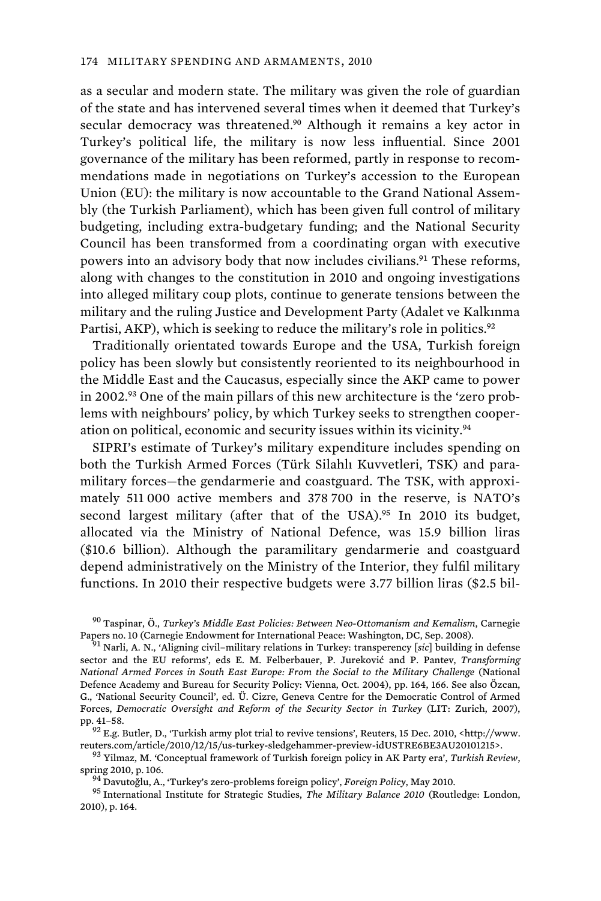as a secular and modern state. The military was given the role of guardian of the state and has intervened several times when it deemed that Turkey's secular democracy was threatened.[90] Although it remains a key actor in Turkey's political life, the military is now less influential. Since 2001 governance of the military has been reformed, partly in response to recommendations made in negotiations on Turkey's accession to the European Union (EU): the military is now accountable to the Grand National Assembly (the Turkish Parliament), which has been given full control of military budgeting, including extra-budgetary funding; and the National Security Council has been transformed from a coordinating organ with executive powers into an advisory body that now includes civilians.[91] These reforms, along with changes to the constitution in 2010 and ongoing investigations into alleged military coup plots, continue to generate tensions between the military and the ruling Justice and Development Party (Adalet ve Kalkınma Partisi, AKP), which is seeking to reduce the military's role in politics.[92]

Traditionally orientated towards Europe and the USA, Turkish foreign policy has been slowly but consistently reoriented to its neighbourhood in the Middle East and the Caucasus, especially since the AKP came to power in 2002.[93] One of the main pillars of this new architecture is the 'zero problems with neighbours' policy, by which Turkey seeks to strengthen cooperation on political, economic and security issues within its vicinity.[94]

SIPRI's estimate of Turkey's military expenditure includes spending on both the Turkish Armed Forces (Türk Silahlı Kuvvetleri, TSK) and paramilitary forces—the gendarmerie and coastguard. The TSK, with approximately 511 000 active members and 378 700 in the reserve, is NATO's second largest military (after that of the USA).[95] In 2010 its budget, allocated via the Ministry of National Defence, was 15.9 billion liras ($10.6 billion). Although the paramilitary gendarmerie and coastguard depend administratively on the Ministry of the Interior, they fulfil military functions. In 2010 their respective budgets were 3.77 billion liras ($2.5 bil-

[90] Taspinar, Ö., *Turkey's Middle East Policies: Between Neo-Ottomanism and Kemalism*, Carnegie Papers no. 10 (Carnegie Endowment for International Peace: Washington, DC, Sep. 2008).

[91] Narli, A. N., 'Aligning civil–military relations in Turkey: transperency [*sic*] building in defense sector and the EU reforms', eds E. M. Felberbauer, P. Jureković and P. Pantev, *Transforming National Armed Forces in South East Europe: From the Social to the Military Challenge* (National Defence Academy and Bureau for Security Policy: Vienna, Oct. 2004), pp. 164, 166. See also Özcan, G., 'National Security Council', ed. Ü. Cizre, Geneva Centre for the Democratic Control of Armed Forces, *Democratic Oversight and Reform of the Security Sector in Turkey* (LIT: Zurich, 2007), pp. 41–58.

[92] E.g. Butler, D., 'Turkish army plot trial to revive tensions', Reuters, 15 Dec. 2010, <http://www.reuters.com/article/2010/12/15/us-turkey-sledgehammer-preview-idUSTRE6BE3AU20101215>.

[93] Yilmaz, M. 'Conceptual framework of Turkish foreign policy in AK Party era', *Turkish Review*, spring 2010, p. 106.

[94] Davutoğlu, A., 'Turkey's zero-problems foreign policy', *Foreign Policy*, May 2010.

[95] International Institute for Strategic Studies, *The Military Balance 2010* (Routledge: London, 2010), p. 164.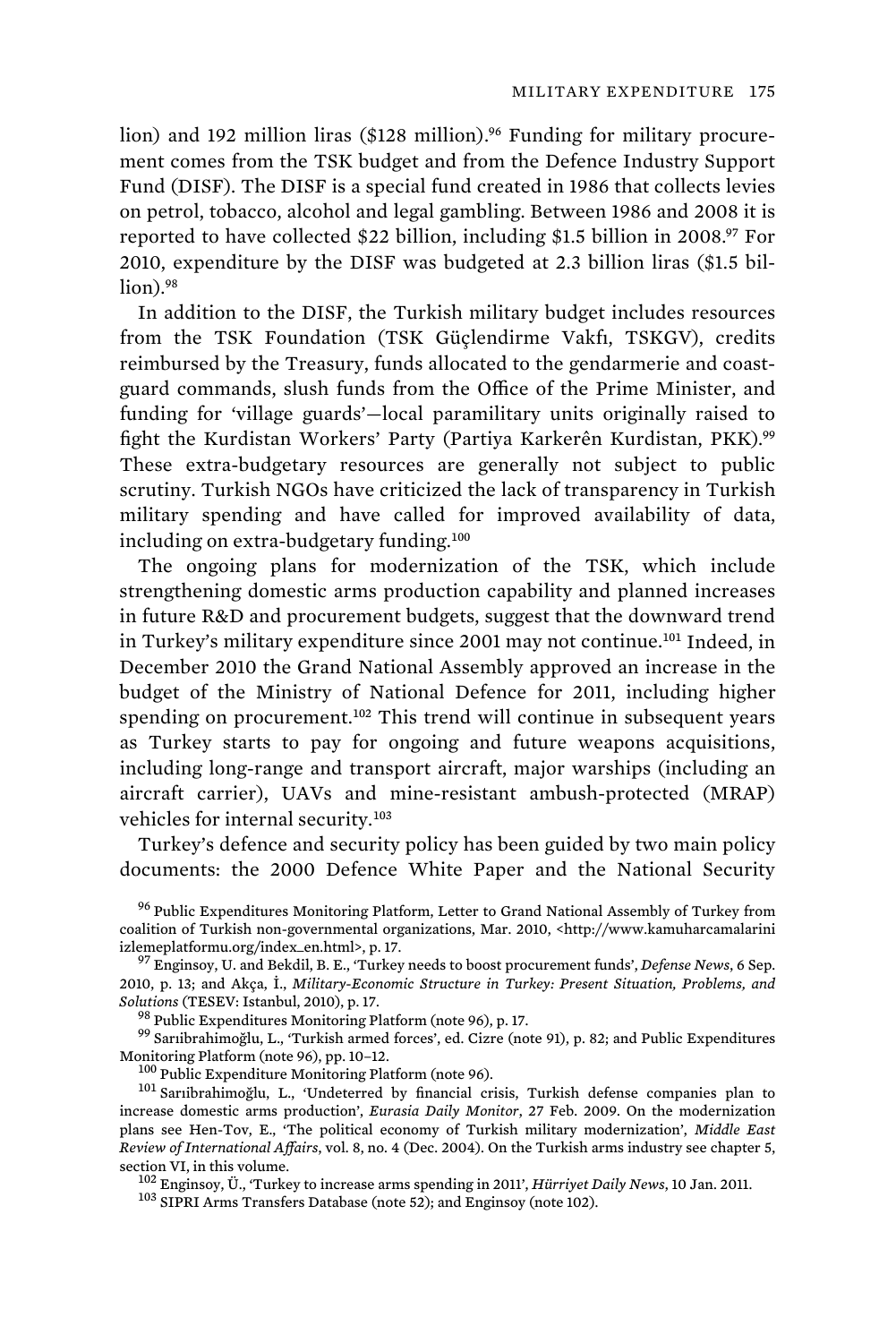lion) and 192 million liras ($128 million).[96] Funding for military procurement comes from the TSK budget and from the Defence Industry Support Fund (DISF). The DISF is a special fund created in 1986 that collects levies on petrol, tobacco, alcohol and legal gambling. Between 1986 and 2008 it is reported to have collected $22 billion, including $1.5 billion in 2008.[97] For 2010, expenditure by the DISF was budgeted at 2.3 billion liras ($1.5 billion).[98]

In addition to the DISF, the Turkish military budget includes resources from the TSK Foundation (TSK Güçlendirme Vakfı, TSKGV), credits reimbursed by the Treasury, funds allocated to the gendarmerie and coastguard commands, slush funds from the Office of the Prime Minister, and funding for 'village guards'—local paramilitary units originally raised to fight the Kurdistan Workers' Party (Partiya Karkerên Kurdistan, PKK).[99] These extra-budgetary resources are generally not subject to public scrutiny. Turkish NGOs have criticized the lack of transparency in Turkish military spending and have called for improved availability of data, including on extra-budgetary funding.[100]

The ongoing plans for modernization of the TSK, which include strengthening domestic arms production capability and planned increases in future R&D and procurement budgets, suggest that the downward trend in Turkey's military expenditure since 2001 may not continue.[101] Indeed, in December 2010 the Grand National Assembly approved an increase in the budget of the Ministry of National Defence for 2011, including higher spending on procurement.[102] This trend will continue in subsequent years as Turkey starts to pay for ongoing and future weapons acquisitions, including long-range and transport aircraft, major warships (including an aircraft carrier), UAVs and mine-resistant ambush-protected (MRAP) vehicles for internal security.[103]

Turkey's defence and security policy has been guided by two main policy documents: the 2000 Defence White Paper and the National Security

[96] Public Expenditures Monitoring Platform, Letter to Grand National Assembly of Turkey from coalition of Turkish non-governmental organizations, Mar. 2010, <http://www.kamuharcamalarini izlemeplatformu.org/index_en.html>, p. 17.

[97] Enginsoy, U. and Bekdil, B. E., 'Turkey needs to boost procurement funds', *Defense News*, 6 Sep. 2010, p. 13; and Akça, İ., *Military-Economic Structure in Turkey: Present Situation, Problems, and Solutions* (TESEV: Istanbul, 2010), p. 17.

[98] Public Expenditures Monitoring Platform (note 96), p. 17.

[99] Sarıibrahimoğlu, L., 'Turkish armed forces', ed. Cizre (note 91), p. 82; and Public Expenditures Monitoring Platform (note 96), pp. 10–12.

[100] Public Expenditure Monitoring Platform (note 96).

[101] Sarıibrahimoğlu, L., 'Undeterred by financial crisis, Turkish defense companies plan to increase domestic arms production', *Eurasia Daily Monitor*, 27 Feb. 2009. On the modernization plans see Hen-Tov, E., 'The political economy of Turkish military modernization', *Middle East Review of International Affairs*, vol. 8, no. 4 (Dec. 2004). On the Turkish arms industry see chapter 5, section VI, in this volume.

[102] Enginsoy, Ü., 'Turkey to increase arms spending in 2011', *Hürriyet Daily News*, 10 Jan. 2011.

[103] SIPRI Arms Transfers Database (note 52); and Enginsoy (note 102).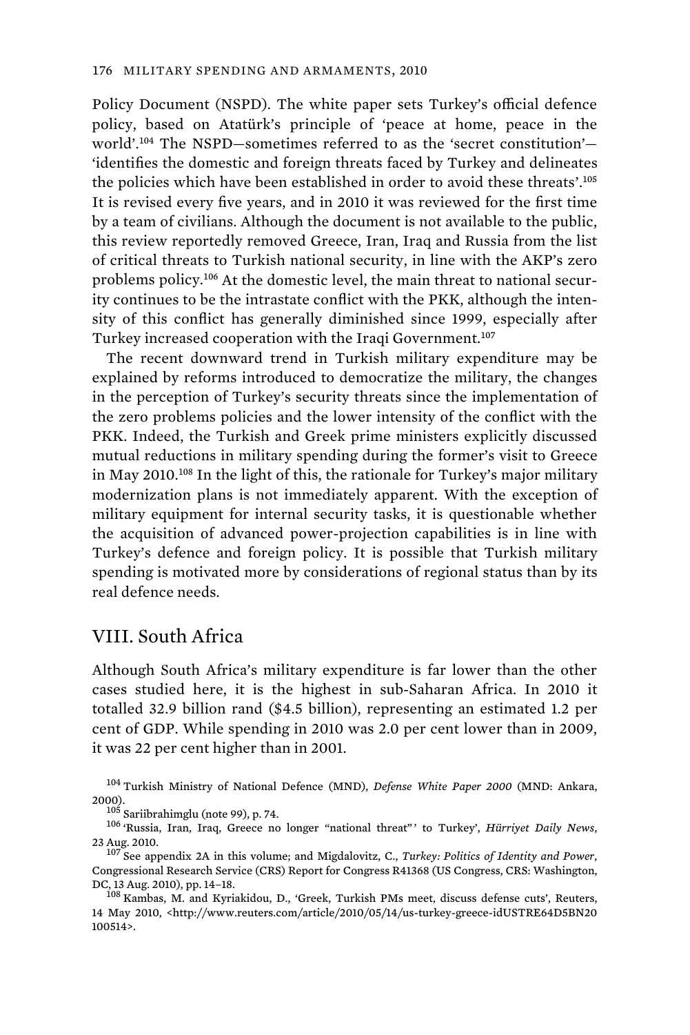Policy Document (NSPD). The white paper sets Turkey's official defence policy, based on Atatürk's principle of 'peace at home, peace in the world'.[104] The NSPD—sometimes referred to as the 'secret constitution'—'identifies the domestic and foreign threats faced by Turkey and delineates the policies which have been established in order to avoid these threats'.[105] It is revised every five years, and in 2010 it was reviewed for the first time by a team of civilians. Although the document is not available to the public, this review reportedly removed Greece, Iran, Iraq and Russia from the list of critical threats to Turkish national security, in line with the AKP's zero problems policy.[106] At the domestic level, the main threat to national security continues to be the intrastate conflict with the PKK, although the intensity of this conflict has generally diminished since 1999, especially after Turkey increased cooperation with the Iraqi Government.[107]

The recent downward trend in Turkish military expenditure may be explained by reforms introduced to democratize the military, the changes in the perception of Turkey's security threats since the implementation of the zero problems policies and the lower intensity of the conflict with the PKK. Indeed, the Turkish and Greek prime ministers explicitly discussed mutual reductions in military spending during the former's visit to Greece in May 2010.[108] In the light of this, the rationale for Turkey's major military modernization plans is not immediately apparent. With the exception of military equipment for internal security tasks, it is questionable whether the acquisition of advanced power-projection capabilities is in line with Turkey's defence and foreign policy. It is possible that Turkish military spending is motivated more by considerations of regional status than by its real defence needs.

## VIII. South Africa

Although South Africa's military expenditure is far lower than the other cases studied here, it is the highest in sub-Saharan Africa. In 2010 it totalled 32.9 billion rand ($4.5 billion), representing an estimated 1.2 per cent of GDP. While spending in 2010 was 2.0 per cent lower than in 2009, it was 22 per cent higher than in 2001.

[104] Turkish Ministry of National Defence (MND), *Defense White Paper 2000* (MND: Ankara, 2000).

[105] Sariibrahimglu (note 99), p. 74.

[106] 'Russia, Iran, Iraq, Greece no longer "national threat"' to Turkey', *Hürriyet Daily News*, 23 Aug. 2010.

[107] See appendix 2A in this volume; and Migdalovitz, C., *Turkey: Politics of Identity and Power*, Congressional Research Service (CRS) Report for Congress R41368 (US Congress, CRS: Washington, DC, 13 Aug. 2010), pp. 14–18.

[108] Kambas, M. and Kyriakidou, D., 'Greek, Turkish PMs meet, discuss defense cuts', Reuters, 14 May 2010, <http://www.reuters.com/article/2010/05/14/us-turkey-greece-idUSTRE64D5BN20100514>.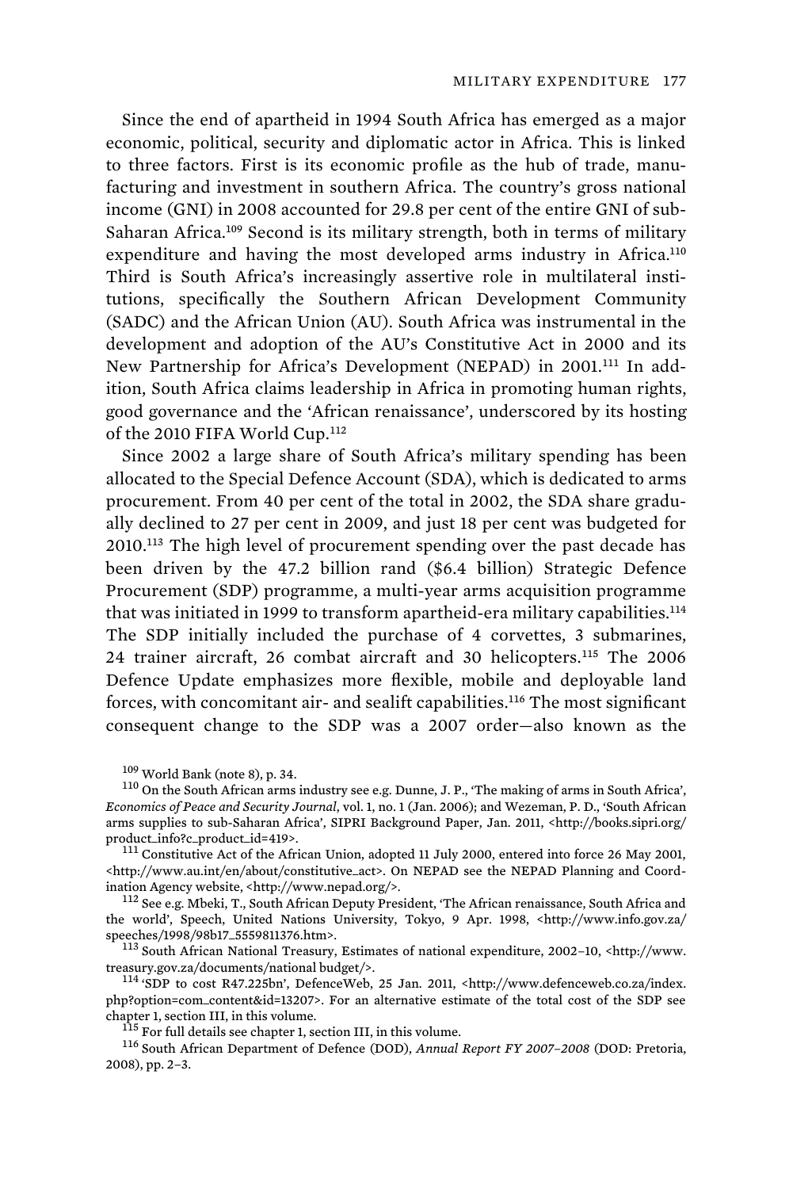Since the end of apartheid in 1994 South Africa has emerged as a major economic, political, security and diplomatic actor in Africa. This is linked to three factors. First is its economic profile as the hub of trade, manufacturing and investment in southern Africa. The country's gross national income (GNI) in 2008 accounted for 29.8 per cent of the entire GNI of sub-Saharan Africa.[109] Second is its military strength, both in terms of military expenditure and having the most developed arms industry in Africa.[110] Third is South Africa's increasingly assertive role in multilateral institutions, specifically the Southern African Development Community (SADC) and the African Union (AU). South Africa was instrumental in the development and adoption of the AU's Constitutive Act in 2000 and its New Partnership for Africa's Development (NEPAD) in 2001.[111] In addition, South Africa claims leadership in Africa in promoting human rights, good governance and the 'African renaissance', underscored by its hosting of the 2010 FIFA World Cup.[112]

Since 2002 a large share of South Africa's military spending has been allocated to the Special Defence Account (SDA), which is dedicated to arms procurement. From 40 per cent of the total in 2002, the SDA share gradually declined to 27 per cent in 2009, and just 18 per cent was budgeted for 2010.[113] The high level of procurement spending over the past decade has been driven by the 47.2 billion rand ($6.4 billion) Strategic Defence Procurement (SDP) programme, a multi-year arms acquisition programme that was initiated in 1999 to transform apartheid-era military capabilities.[114] The SDP initially included the purchase of 4 corvettes, 3 submarines, 24 trainer aircraft, 26 combat aircraft and 30 helicopters.[115] The 2006 Defence Update emphasizes more flexible, mobile and deployable land forces, with concomitant air- and sealift capabilities.[116] The most significant consequent change to the SDP was a 2007 order—also known as the

[109] World Bank (note 8), p. 34.

[110] On the South African arms industry see e.g. Dunne, J. P., 'The making of arms in South Africa', *Economics of Peace and Security Journal*, vol. 1, no. 1 (Jan. 2006); and Wezeman, P. D., 'South African arms supplies to sub-Saharan Africa', SIPRI Background Paper, Jan. 2011, <http://books.sipri.org/product_info?c_product_id=419>.

[111] Constitutive Act of the African Union, adopted 11 July 2000, entered into force 26 May 2001, <http://www.au.int/en/about/constitutive_act>. On NEPAD see the NEPAD Planning and Coordination Agency website, <http://www.nepad.org/>.

[112] See e.g. Mbeki, T., South African Deputy President, 'The African renaissance, South Africa and the world', Speech, United Nations University, Tokyo, 9 Apr. 1998, <http://www.info.gov.za/speeches/1998/98b17_5559811376.htm>.

[113] South African National Treasury, Estimates of national expenditure, 2002–10, <http://www.treasury.gov.za/documents/national budget/>.

[114] 'SDP to cost R47.225bn', DefenceWeb, 25 Jan. 2011, <http://www.defenceweb.co.za/index.php?option=com_content&id=13207>. For an alternative estimate of the total cost of the SDP see chapter 1, section III, in this volume.

[115] For full details see chapter 1, section III, in this volume.

[116] South African Department of Defence (DOD), *Annual Report FY 2007–2008* (DOD: Pretoria, 2008), pp. 2–3.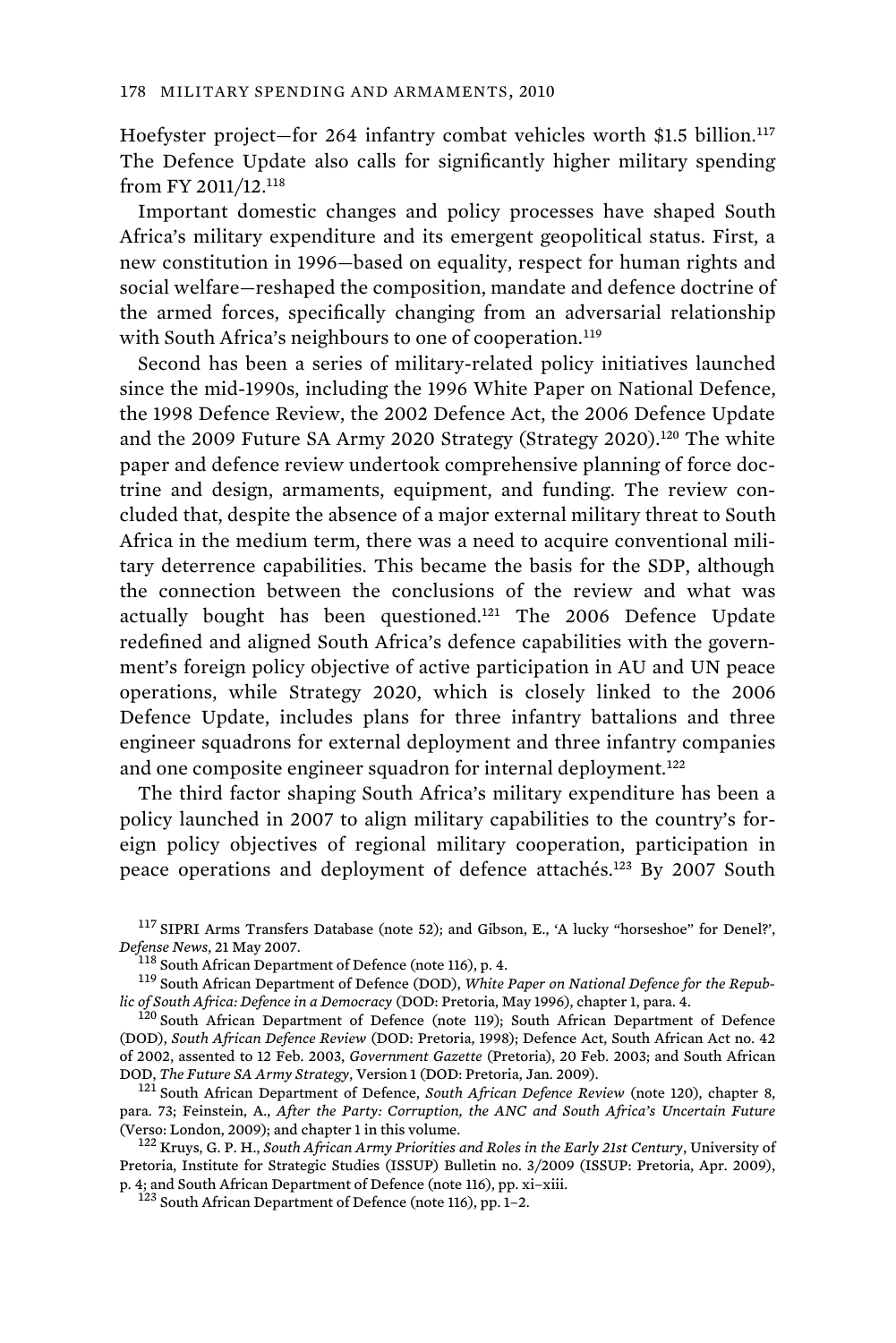Hoefyster project—for 264 infantry combat vehicles worth $1.5 billion.[117] The Defence Update also calls for significantly higher military spending from FY 2011/12.[118]

Important domestic changes and policy processes have shaped South Africa's military expenditure and its emergent geopolitical status. First, a new constitution in 1996—based on equality, respect for human rights and social welfare—reshaped the composition, mandate and defence doctrine of the armed forces, specifically changing from an adversarial relationship with South Africa's neighbours to one of cooperation.[119]

Second has been a series of military-related policy initiatives launched since the mid-1990s, including the 1996 White Paper on National Defence, the 1998 Defence Review, the 2002 Defence Act, the 2006 Defence Update and the 2009 Future SA Army 2020 Strategy (Strategy 2020).[120] The white paper and defence review undertook comprehensive planning of force doctrine and design, armaments, equipment, and funding. The review concluded that, despite the absence of a major external military threat to South Africa in the medium term, there was a need to acquire conventional military deterrence capabilities. This became the basis for the SDP, although the connection between the conclusions of the review and what was actually bought has been questioned.[121] The 2006 Defence Update redefined and aligned South Africa's defence capabilities with the government's foreign policy objective of active participation in AU and UN peace operations, while Strategy 2020, which is closely linked to the 2006 Defence Update, includes plans for three infantry battalions and three engineer squadrons for external deployment and three infantry companies and one composite engineer squadron for internal deployment.[122]

The third factor shaping South Africa's military expenditure has been a policy launched in 2007 to align military capabilities to the country's foreign policy objectives of regional military cooperation, participation in peace operations and deployment of defence attachés.[123] By 2007 South

[117] SIPRI Arms Transfers Database (note 52); and Gibson, E., 'A lucky "horseshoe" for Denel?', *Defense News*, 21 May 2007.

[118] South African Department of Defence (note 116), p. 4.

[119] South African Department of Defence (DOD), *White Paper on National Defence for the Republic of South Africa: Defence in a Democracy* (DOD: Pretoria, May 1996), chapter 1, para. 4.

[120] South African Department of Defence (note 119); South African Department of Defence (DOD), *South African Defence Review* (DOD: Pretoria, 1998); Defence Act, South African Act no. 42 of 2002, assented to 12 Feb. 2003, *Government Gazette* (Pretoria), 20 Feb. 2003; and South African DOD, *The Future SA Army Strategy*, Version 1 (DOD: Pretoria, Jan. 2009).

[121] South African Department of Defence, *South African Defence Review* (note 120), chapter 8, para. 73; Feinstein, A., *After the Party: Corruption, the ANC and South Africa's Uncertain Future* (Verso: London, 2009); and chapter 1 in this volume.

[122] Kruys, G. P. H., *South African Army Priorities and Roles in the Early 21st Century*, University of Pretoria, Institute for Strategic Studies (ISSUP) Bulletin no. 3/2009 (ISSUP: Pretoria, Apr. 2009), p. 4; and South African Department of Defence (note 116), pp. xi–xiii.

[123] South African Department of Defence (note 116), pp. 1–2.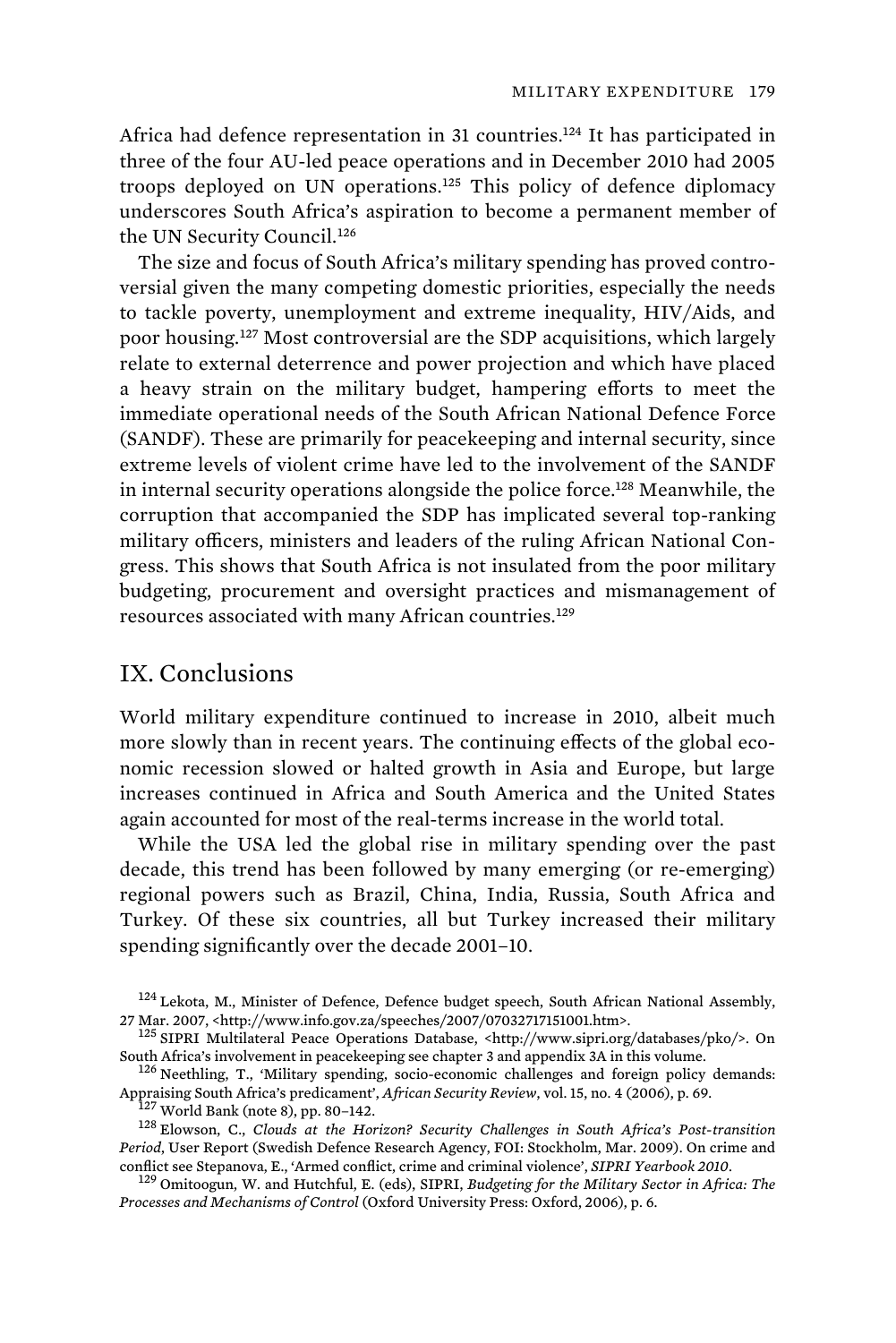Africa had defence representation in 31 countries.[124] It has participated in three of the four AU-led peace operations and in December 2010 had 2005 troops deployed on UN operations.[125] This policy of defence diplomacy underscores South Africa's aspiration to become a permanent member of the UN Security Council.[126]

The size and focus of South Africa's military spending has proved controversial given the many competing domestic priorities, especially the needs to tackle poverty, unemployment and extreme inequality, HIV/Aids, and poor housing.[127] Most controversial are the SDP acquisitions, which largely relate to external deterrence and power projection and which have placed a heavy strain on the military budget, hampering efforts to meet the immediate operational needs of the South African National Defence Force (SANDF). These are primarily for peacekeeping and internal security, since extreme levels of violent crime have led to the involvement of the SANDF in internal security operations alongside the police force.[128] Meanwhile, the corruption that accompanied the SDP has implicated several top-ranking military officers, ministers and leaders of the ruling African National Congress. This shows that South Africa is not insulated from the poor military budgeting, procurement and oversight practices and mismanagement of resources associated with many African countries.[129]

## IX. Conclusions

World military expenditure continued to increase in 2010, albeit much more slowly than in recent years. The continuing effects of the global economic recession slowed or halted growth in Asia and Europe, but large increases continued in Africa and South America and the United States again accounted for most of the real-terms increase in the world total.

While the USA led the global rise in military spending over the past decade, this trend has been followed by many emerging (or re-emerging) regional powers such as Brazil, China, India, Russia, South Africa and Turkey. Of these six countries, all but Turkey increased their military spending significantly over the decade 2001–10.

[124] Lekota, M., Minister of Defence, Defence budget speech, South African National Assembly, 27 Mar. 2007, <http://www.info.gov.za/speeches/2007/07032717151001.htm>.

[125] SIPRI Multilateral Peace Operations Database, <http://www.sipri.org/databases/pko/>. On South Africa's involvement in peacekeeping see chapter 3 and appendix 3A in this volume.

[126] Neethling, T., 'Military spending, socio-economic challenges and foreign policy demands: Appraising South Africa's predicament', *African Security Review*, vol. 15, no. 4 (2006), p. 69.

[127] World Bank (note 8), pp. 80–142.

[128] Elowson, C., *Clouds at the Horizon? Security Challenges in South Africa's Post-transition Period*, User Report (Swedish Defence Research Agency, FOI: Stockholm, Mar. 2009). On crime and conflict see Stepanova, E., 'Armed conflict, crime and criminal violence', *SIPRI Yearbook 2010*.

[129] Omitoogun, W. and Hutchful, E. (eds), SIPRI, *Budgeting for the Military Sector in Africa: The Processes and Mechanisms of Control* (Oxford University Press: Oxford, 2006), p. 6.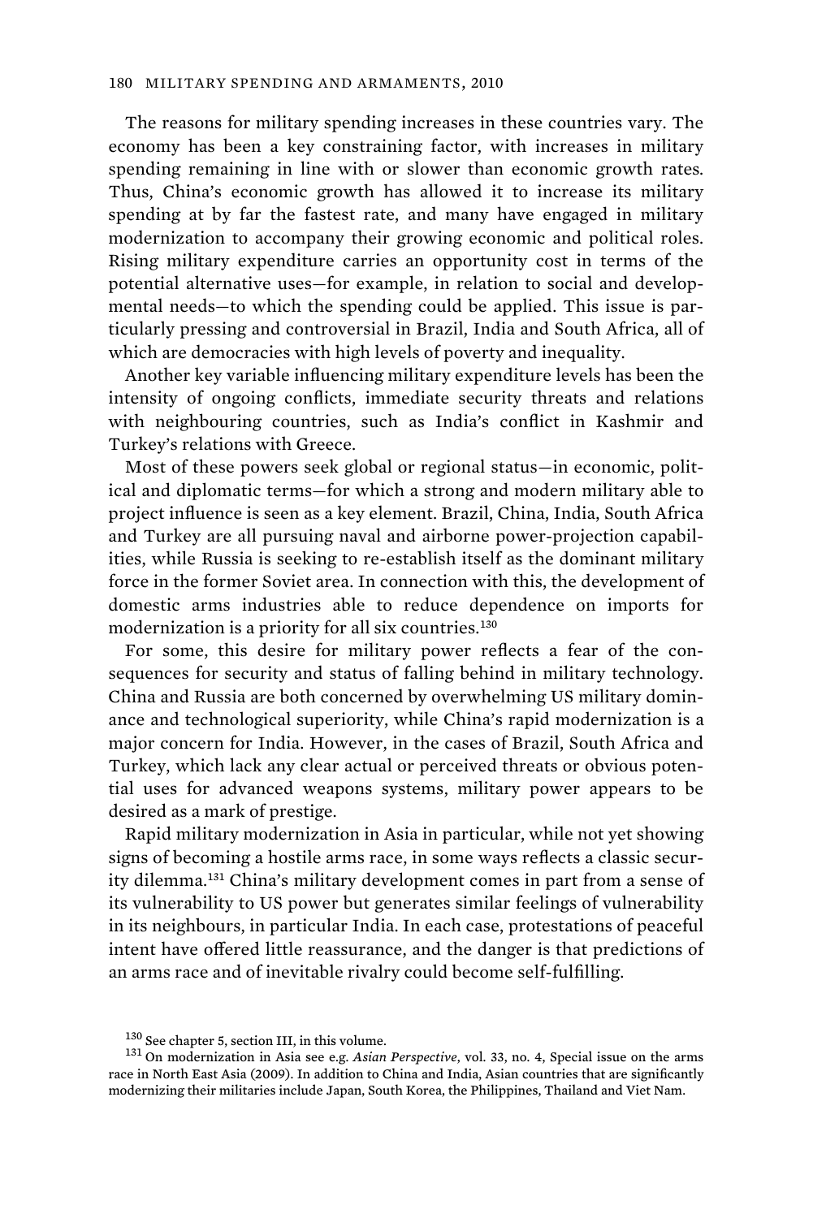The reasons for military spending increases in these countries vary. The economy has been a key constraining factor, with increases in military spending remaining in line with or slower than economic growth rates. Thus, China's economic growth has allowed it to increase its military spending at by far the fastest rate, and many have engaged in military modernization to accompany their growing economic and political roles. Rising military expenditure carries an opportunity cost in terms of the potential alternative uses—for example, in relation to social and developmental needs—to which the spending could be applied. This issue is particularly pressing and controversial in Brazil, India and South Africa, all of which are democracies with high levels of poverty and inequality.

Another key variable influencing military expenditure levels has been the intensity of ongoing conflicts, immediate security threats and relations with neighbouring countries, such as India's conflict in Kashmir and Turkey's relations with Greece.

Most of these powers seek global or regional status—in economic, political and diplomatic terms—for which a strong and modern military able to project influence is seen as a key element. Brazil, China, India, South Africa and Turkey are all pursuing naval and airborne power-projection capabilities, while Russia is seeking to re-establish itself as the dominant military force in the former Soviet area. In connection with this, the development of domestic arms industries able to reduce dependence on imports for modernization is a priority for all six countries.[130]

For some, this desire for military power reflects a fear of the consequences for security and status of falling behind in military technology. China and Russia are both concerned by overwhelming US military dominance and technological superiority, while China's rapid modernization is a major concern for India. However, in the cases of Brazil, South Africa and Turkey, which lack any clear actual or perceived threats or obvious potential uses for advanced weapons systems, military power appears to be desired as a mark of prestige.

Rapid military modernization in Asia in particular, while not yet showing signs of becoming a hostile arms race, in some ways reflects a classic security dilemma.[131] China's military development comes in part from a sense of its vulnerability to US power but generates similar feelings of vulnerability in its neighbours, in particular India. In each case, protestations of peaceful intent have offered little reassurance, and the danger is that predictions of an arms race and of inevitable rivalry could become self-fulfilling.

[130] See chapter 5, section III, in this volume.

[131] On modernization in Asia see e.g. *Asian Perspective*, vol. 33, no. 4, Special issue on the arms race in North East Asia (2009). In addition to China and India, Asian countries that are significantly modernizing their militaries include Japan, South Korea, the Philippines, Thailand and Viet Nam.